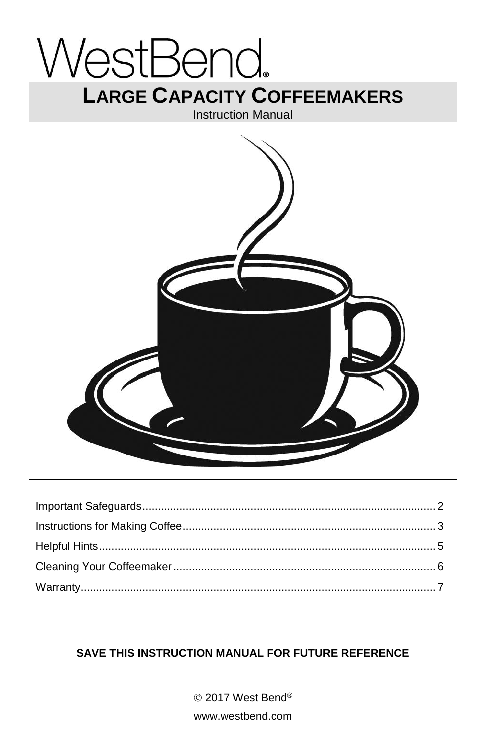WestBend®

# LARGE CAPACITY COFFEEMAKERS

Instruction Manual

| | |
|---|---|
| Important Safeguards | 2 |
| Instructions for Making Coffee | 3 |
| Helpful Hints | 5 |
| Cleaning Your Coffeemaker | 6 |
| Warranty | 7 |

**SAVE THIS INSTRUCTION MANUAL FOR FUTURE REFERENCE**

© 2017 West Bend®

www.westbend.com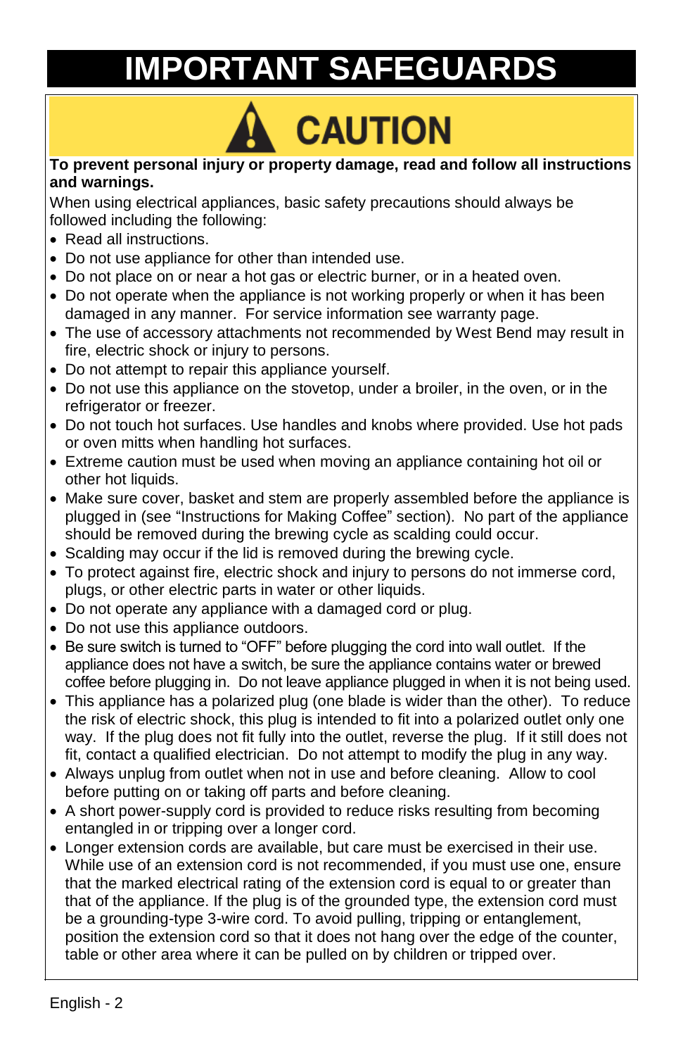# IMPORTANT SAFEGUARDS

## CAUTION

**To prevent personal injury or property damage, read and follow all instructions and warnings.**

When using electrical appliances, basic safety precautions should always be followed including the following:

- Read all instructions.
- Do not use appliance for other than intended use.
- Do not place on or near a hot gas or electric burner, or in a heated oven.
- Do not operate when the appliance is not working properly or when it has been damaged in any manner. For service information see warranty page.
- The use of accessory attachments not recommended by West Bend may result in fire, electric shock or injury to persons.
- Do not attempt to repair this appliance yourself.
- Do not use this appliance on the stovetop, under a broiler, in the oven, or in the refrigerator or freezer.
- Do not touch hot surfaces. Use handles and knobs where provided. Use hot pads or oven mitts when handling hot surfaces.
- Extreme caution must be used when moving an appliance containing hot oil or other hot liquids.
- Make sure cover, basket and stem are properly assembled before the appliance is plugged in (see "Instructions for Making Coffee" section). No part of the appliance should be removed during the brewing cycle as scalding could occur.
- Scalding may occur if the lid is removed during the brewing cycle.
- To protect against fire, electric shock and injury to persons do not immerse cord, plugs, or other electric parts in water or other liquids.
- Do not operate any appliance with a damaged cord or plug.
- Do not use this appliance outdoors.
- Be sure switch is turned to "OFF" before plugging the cord into wall outlet. If the appliance does not have a switch, be sure the appliance contains water or brewed coffee before plugging in. Do not leave appliance plugged in when it is not being used.
- This appliance has a polarized plug (one blade is wider than the other). To reduce the risk of electric shock, this plug is intended to fit into a polarized outlet only one way. If the plug does not fit fully into the outlet, reverse the plug. If it still does not fit, contact a qualified electrician. Do not attempt to modify the plug in any way.
- Always unplug from outlet when not in use and before cleaning. Allow to cool before putting on or taking off parts and before cleaning.
- A short power-supply cord is provided to reduce risks resulting from becoming entangled in or tripping over a longer cord.
- Longer extension cords are available, but care must be exercised in their use. While use of an extension cord is not recommended, if you must use one, ensure that the marked electrical rating of the extension cord is equal to or greater than that of the appliance. If the plug is of the grounded type, the extension cord must be a grounding-type 3-wire cord. To avoid pulling, tripping or entanglement, position the extension cord so that it does not hang over the edge of the counter, table or other area where it can be pulled on by children or tripped over.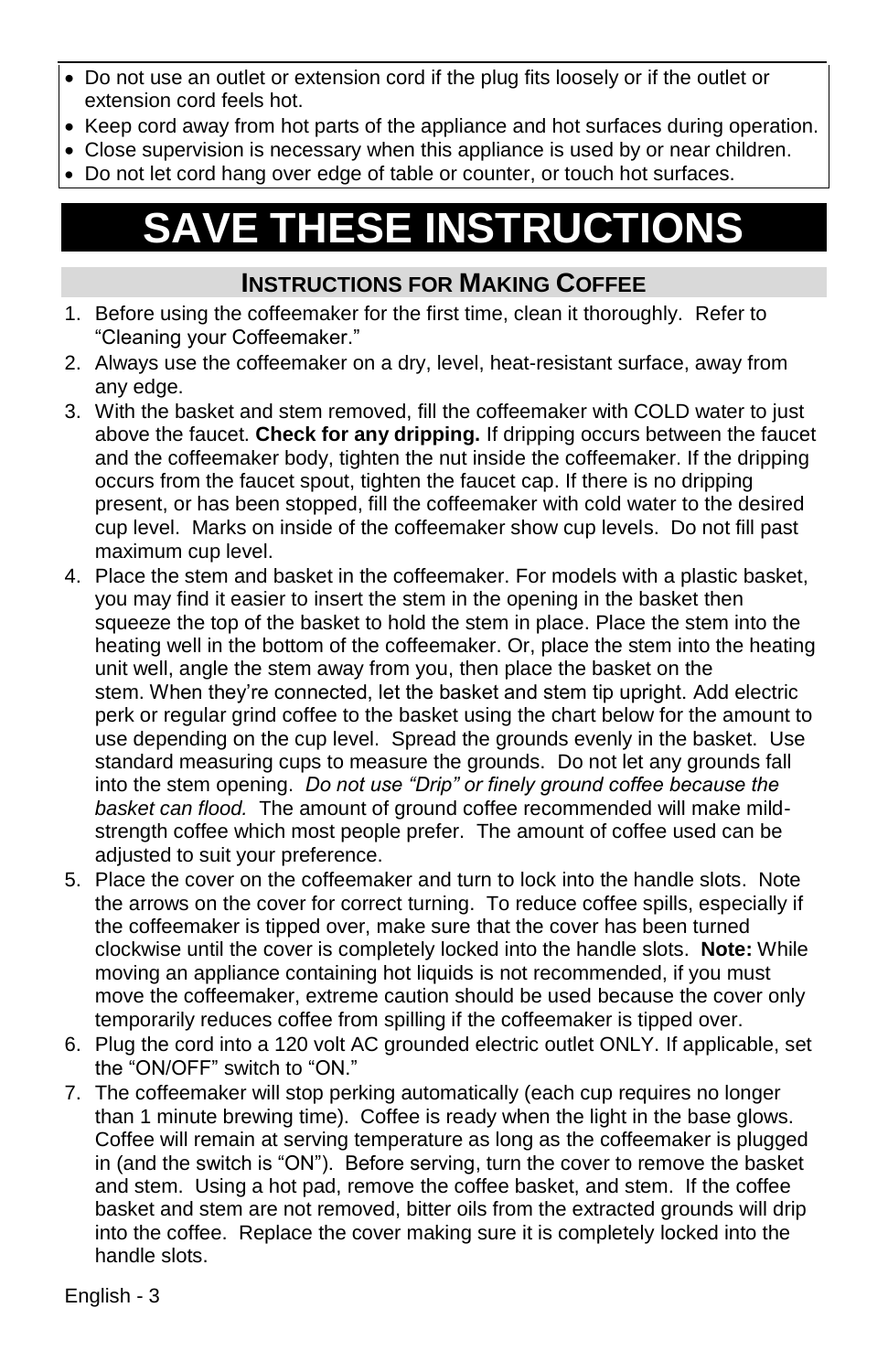- Do not use an outlet or extension cord if the plug fits loosely or if the outlet or extension cord feels hot.
- Keep cord away from hot parts of the appliance and hot surfaces during operation.
- Close supervision is necessary when this appliance is used by or near children.
- Do not let cord hang over edge of table or counter, or touch hot surfaces.

# SAVE THESE INSTRUCTIONS

## INSTRUCTIONS FOR MAKING COFFEE

1. Before using the coffeemaker for the first time, clean it thoroughly. Refer to "Cleaning your Coffeemaker."
2. Always use the coffeemaker on a dry, level, heat-resistant surface, away from any edge.
3. With the basket and stem removed, fill the coffeemaker with COLD water to just above the faucet. **Check for any dripping.** If dripping occurs between the faucet and the coffeemaker body, tighten the nut inside the coffeemaker. If the dripping occurs from the faucet spout, tighten the faucet cap. If there is no dripping present, or has been stopped, fill the coffeemaker with cold water to the desired cup level. Marks on inside of the coffeemaker show cup levels. Do not fill past maximum cup level.
4. Place the stem and basket in the coffeemaker. For models with a plastic basket, you may find it easier to insert the stem in the opening in the basket then squeeze the top of the basket to hold the stem in place. Place the stem into the heating well in the bottom of the coffeemaker. Or, place the stem into the heating unit well, angle the stem away from you, then place the basket on the stem. When they're connected, let the basket and stem tip upright. Add electric perk or regular grind coffee to the basket using the chart below for the amount to use depending on the cup level. Spread the grounds evenly in the basket. Use standard measuring cups to measure the grounds. Do not let any grounds fall into the stem opening. *Do not use "Drip" or finely ground coffee because the basket can flood.* The amount of ground coffee recommended will make mild-strength coffee which most people prefer. The amount of coffee used can be adjusted to suit your preference.
5. Place the cover on the coffeemaker and turn to lock into the handle slots. Note the arrows on the cover for correct turning. To reduce coffee spills, especially if the coffeemaker is tipped over, make sure that the cover has been turned clockwise until the cover is completely locked into the handle slots. **Note:** While moving an appliance containing hot liquids is not recommended, if you must move the coffeemaker, extreme caution should be used because the cover only temporarily reduces coffee from spilling if the coffeemaker is tipped over.
6. Plug the cord into a 120 volt AC grounded electric outlet ONLY. If applicable, set the "ON/OFF" switch to "ON."
7. The coffeemaker will stop perking automatically (each cup requires no longer than 1 minute brewing time). Coffee is ready when the light in the base glows. Coffee will remain at serving temperature as long as the coffeemaker is plugged in (and the switch is "ON"). Before serving, turn the cover to remove the basket and stem. Using a hot pad, remove the coffee basket, and stem. If the coffee basket and stem are not removed, bitter oils from the extracted grounds will drip into the coffee. Replace the cover making sure it is completely locked into the handle slots.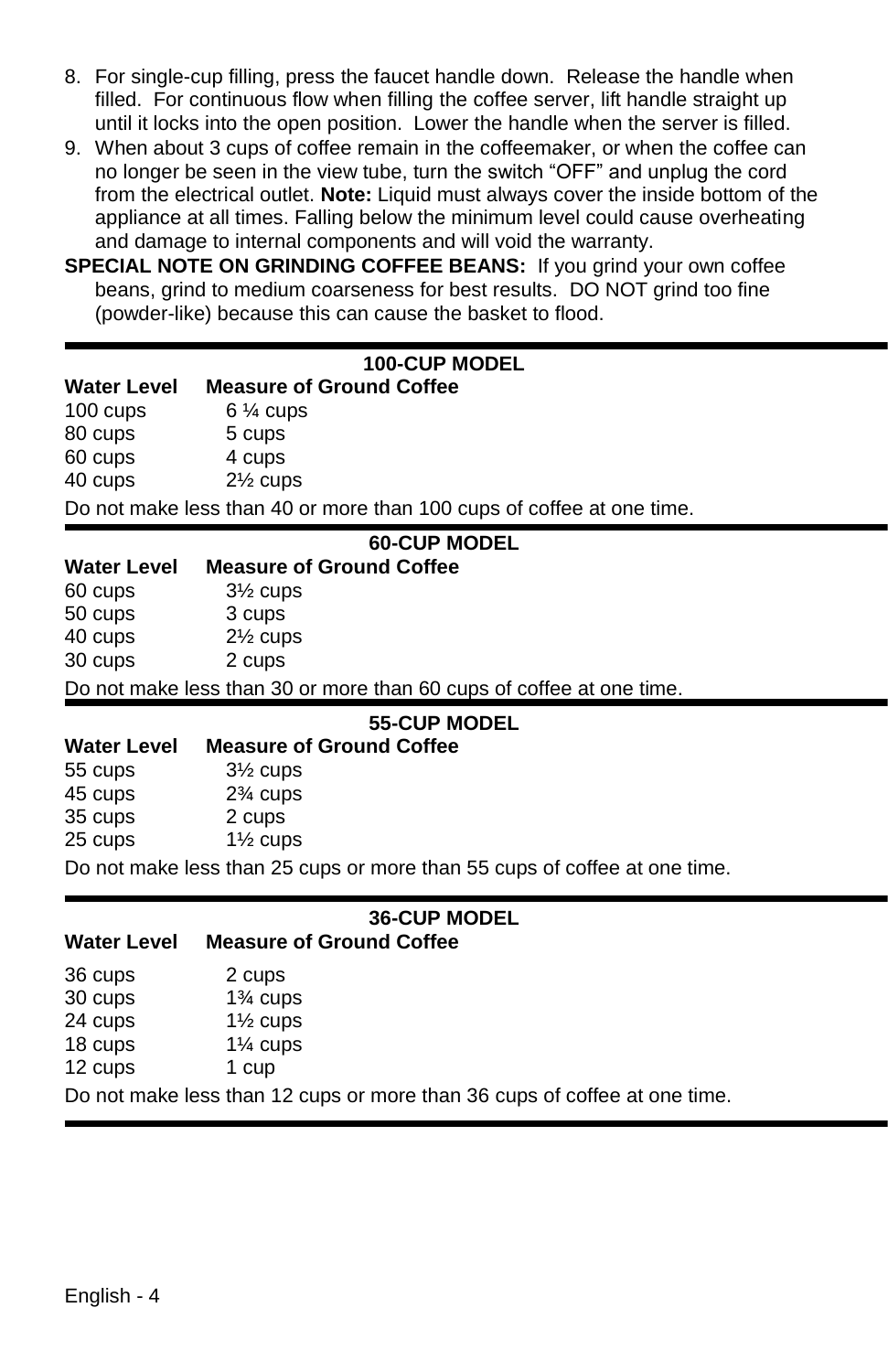8. For single-cup filling, press the faucet handle down. Release the handle when filled. For continuous flow when filling the coffee server, lift handle straight up until it locks into the open position. Lower the handle when the server is filled.
9. When about 3 cups of coffee remain in the coffeemaker, or when the coffee can no longer be seen in the view tube, turn the switch “OFF” and unplug the cord from the electrical outlet. **Note:** Liquid must always cover the inside bottom of the appliance at all times. Falling below the minimum level could cause overheating and damage to internal components and will void the warranty.

**SPECIAL NOTE ON GRINDING COFFEE BEANS:** If you grind your own coffee beans, grind to medium coarseness for best results. DO NOT grind too fine (powder-like) because this can cause the basket to flood.

### 100-CUP MODEL

| Water Level | Measure of Ground Coffee |
|---|---|
| 100 cups | 6 ¼ cups |
| 80 cups | 5 cups |
| 60 cups | 4 cups |
| 40 cups | 2½ cups |

Do not make less than 40 or more than 100 cups of coffee at one time.

### 60-CUP MODEL

| Water Level | Measure of Ground Coffee |
|---|---|
| 60 cups | 3½ cups |
| 50 cups | 3 cups |
| 40 cups | 2½ cups |
| 30 cups | 2 cups |

Do not make less than 30 or more than 60 cups of coffee at one time.

### 55-CUP MODEL

| Water Level | Measure of Ground Coffee |
|---|---|
| 55 cups | 3½ cups |
| 45 cups | 2¾ cups |
| 35 cups | 2 cups |
| 25 cups | 1½ cups |

Do not make less than 25 cups or more than 55 cups of coffee at one time.

### 36-CUP MODEL

| Water Level | Measure of Ground Coffee |
|---|---|
| 36 cups | 2 cups |
| 30 cups | 1¾ cups |
| 24 cups | 1½ cups |
| 18 cups | 1¼ cups |
| 12 cups | 1 cup |

Do not make less than 12 cups or more than 36 cups of coffee at one time.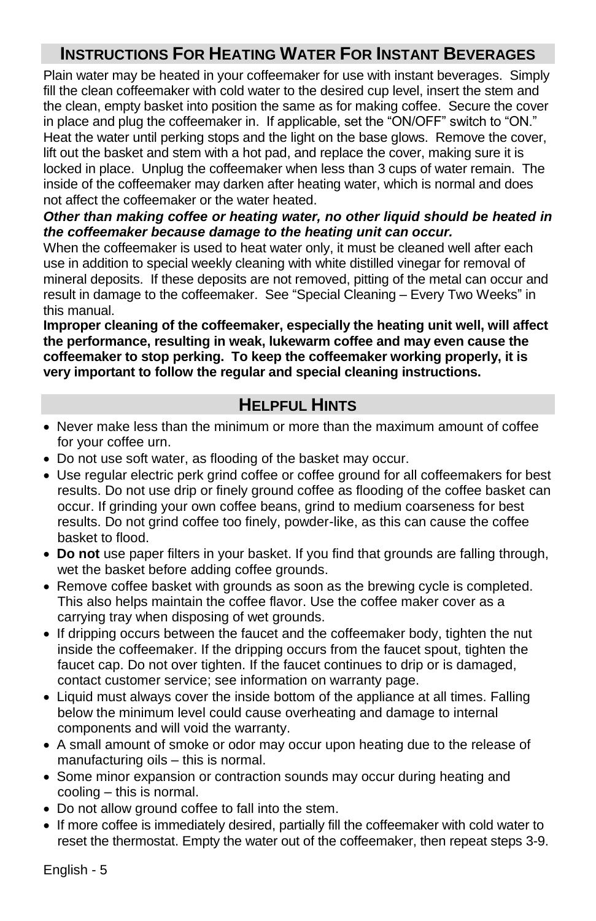## INSTRUCTIONS FOR HEATING WATER FOR INSTANT BEVERAGES

Plain water may be heated in your coffeemaker for use with instant beverages. Simply fill the clean coffeemaker with cold water to the desired cup level, insert the stem and the clean, empty basket into position the same as for making coffee. Secure the cover in place and plug the coffeemaker in. If applicable, set the "ON/OFF" switch to "ON." Heat the water until perking stops and the light on the base glows. Remove the cover, lift out the basket and stem with a hot pad, and replace the cover, making sure it is locked in place. Unplug the coffeemaker when less than 3 cups of water remain. The inside of the coffeemaker may darken after heating water, which is normal and does not affect the coffeemaker or the water heated.

***Other than making coffee or heating water, no other liquid should be heated in the coffeemaker because damage to the heating unit can occur.***

When the coffeemaker is used to heat water only, it must be cleaned well after each use in addition to special weekly cleaning with white distilled vinegar for removal of mineral deposits. If these deposits are not removed, pitting of the metal can occur and result in damage to the coffeemaker. See "Special Cleaning – Every Two Weeks" in this manual.

**Improper cleaning of the coffeemaker, especially the heating unit well, will affect the performance, resulting in weak, lukewarm coffee and may even cause the coffeemaker to stop perking. To keep the coffeemaker working properly, it is very important to follow the regular and special cleaning instructions.**

## HELPFUL HINTS

- Never make less than the minimum or more than the maximum amount of coffee for your coffee urn.
- Do not use soft water, as flooding of the basket may occur.
- Use regular electric perk grind coffee or coffee ground for all coffeemakers for best results. Do not use drip or finely ground coffee as flooding of the coffee basket can occur. If grinding your own coffee beans, grind to medium coarseness for best results. Do not grind coffee too finely, powder-like, as this can cause the coffee basket to flood.
- **Do not** use paper filters in your basket. If you find that grounds are falling through, wet the basket before adding coffee grounds.
- Remove coffee basket with grounds as soon as the brewing cycle is completed. This also helps maintain the coffee flavor. Use the coffee maker cover as a carrying tray when disposing of wet grounds.
- If dripping occurs between the faucet and the coffeemaker body, tighten the nut inside the coffeemaker. If the dripping occurs from the faucet spout, tighten the faucet cap. Do not over tighten. If the faucet continues to drip or is damaged, contact customer service; see information on warranty page.
- Liquid must always cover the inside bottom of the appliance at all times. Falling below the minimum level could cause overheating and damage to internal components and will void the warranty.
- A small amount of smoke or odor may occur upon heating due to the release of manufacturing oils – this is normal.
- Some minor expansion or contraction sounds may occur during heating and cooling – this is normal.
- Do not allow ground coffee to fall into the stem.
- If more coffee is immediately desired, partially fill the coffeemaker with cold water to reset the thermostat. Empty the water out of the coffeemaker, then repeat steps 3-9.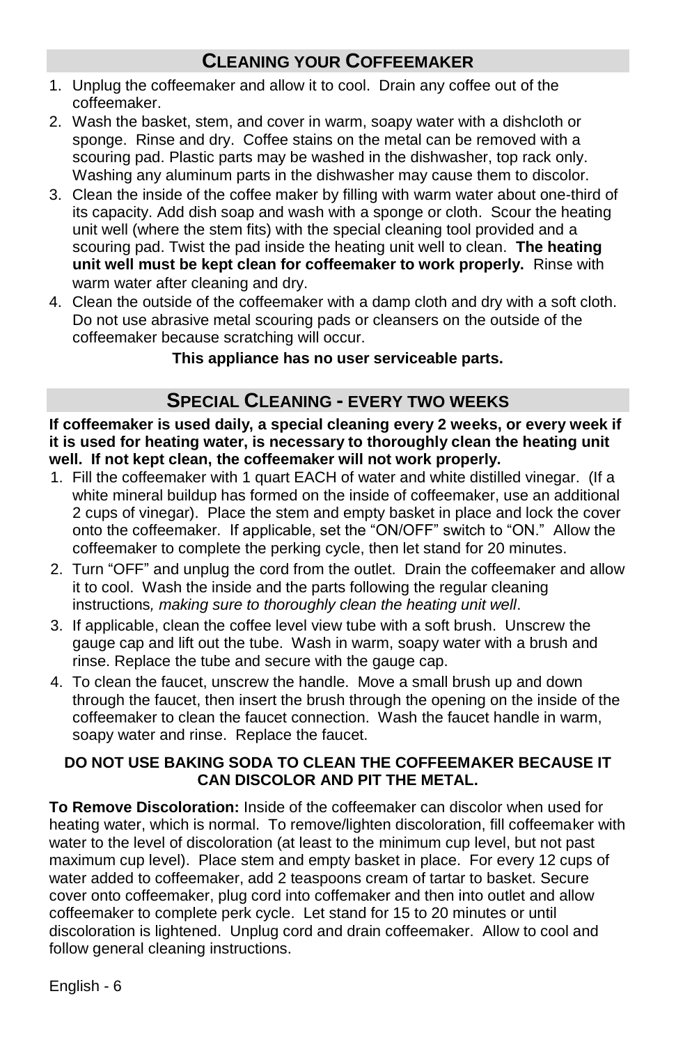## Cleaning your Coffeemaker

1. Unplug the coffeemaker and allow it to cool. Drain any coffee out of the coffeemaker.
2. Wash the basket, stem, and cover in warm, soapy water with a dishcloth or sponge. Rinse and dry. Coffee stains on the metal can be removed with a scouring pad. Plastic parts may be washed in the dishwasher, top rack only. Washing any aluminum parts in the dishwasher may cause them to discolor.
3. Clean the inside of the coffee maker by filling with warm water about one-third of its capacity. Add dish soap and wash with a sponge or cloth. Scour the heating unit well (where the stem fits) with the special cleaning tool provided and a scouring pad. Twist the pad inside the heating unit well to clean. **The heating unit well must be kept clean for coffeemaker to work properly.** Rinse with warm water after cleaning and dry.
4. Clean the outside of the coffeemaker with a damp cloth and dry with a soft cloth. Do not use abrasive metal scouring pads or cleansers on the outside of the coffeemaker because scratching will occur.

**This appliance has no user serviceable parts.**

## Special Cleaning - every two weeks

**If coffeemaker is used daily, a special cleaning every 2 weeks, or every week if it is used for heating water, is necessary to thoroughly clean the heating unit well. If not kept clean, the coffeemaker will not work properly.**

1. Fill the coffeemaker with 1 quart EACH of water and white distilled vinegar. (If a white mineral buildup has formed on the inside of coffeemaker, use an additional 2 cups of vinegar). Place the stem and empty basket in place and lock the cover onto the coffeemaker. If applicable, set the "ON/OFF" switch to "ON." Allow the coffeemaker to complete the perking cycle, then let stand for 20 minutes.
2. Turn "OFF" and unplug the cord from the outlet. Drain the coffeemaker and allow it to cool. Wash the inside and the parts following the regular cleaning instructions*, making sure to thoroughly clean the heating unit well*.
3. If applicable, clean the coffee level view tube with a soft brush. Unscrew the gauge cap and lift out the tube. Wash in warm, soapy water with a brush and rinse. Replace the tube and secure with the gauge cap.
4. To clean the faucet, unscrew the handle. Move a small brush up and down through the faucet, then insert the brush through the opening on the inside of the coffeemaker to clean the faucet connection. Wash the faucet handle in warm, soapy water and rinse. Replace the faucet.

**DO NOT USE BAKING SODA TO CLEAN THE COFFEEMAKER BECAUSE IT CAN DISCOLOR AND PIT THE METAL.**

**To Remove Discoloration:** Inside of the coffeemaker can discolor when used for heating water, which is normal. To remove/lighten discoloration, fill coffeemaker with water to the level of discoloration (at least to the minimum cup level, but not past maximum cup level). Place stem and empty basket in place. For every 12 cups of water added to coffeemaker, add 2 teaspoons cream of tartar to basket. Secure cover onto coffeemaker, plug cord into coffemaker and then into outlet and allow coffeemaker to complete perk cycle. Let stand for 15 to 20 minutes or until discoloration is lightened. Unplug cord and drain coffeemaker. Allow to cool and follow general cleaning instructions.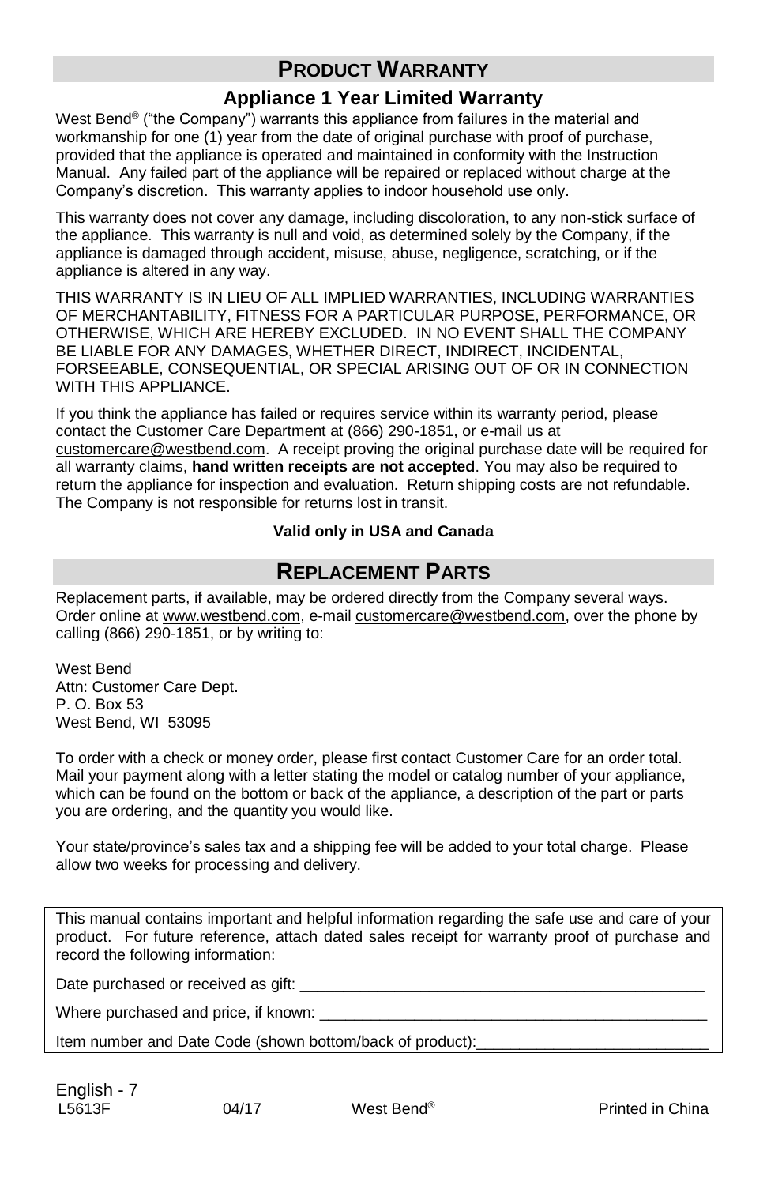## PRODUCT WARRANTY

### Appliance 1 Year Limited Warranty

West Bend® ("the Company") warrants this appliance from failures in the material and workmanship for one (1) year from the date of original purchase with proof of purchase, provided that the appliance is operated and maintained in conformity with the Instruction Manual. Any failed part of the appliance will be repaired or replaced without charge at the Company's discretion. This warranty applies to indoor household use only.

This warranty does not cover any damage, including discoloration, to any non-stick surface of the appliance. This warranty is null and void, as determined solely by the Company, if the appliance is damaged through accident, misuse, abuse, negligence, scratching, or if the appliance is altered in any way.

THIS WARRANTY IS IN LIEU OF ALL IMPLIED WARRANTIES, INCLUDING WARRANTIES OF MERCHANTABILITY, FITNESS FOR A PARTICULAR PURPOSE, PERFORMANCE, OR OTHERWISE, WHICH ARE HEREBY EXCLUDED. IN NO EVENT SHALL THE COMPANY BE LIABLE FOR ANY DAMAGES, WHETHER DIRECT, INDIRECT, INCIDENTAL, FORSEEABLE, CONSEQUENTIAL, OR SPECIAL ARISING OUT OF OR IN CONNECTION WITH THIS APPLIANCE.

If you think the appliance has failed or requires service within its warranty period, please contact the Customer Care Department at (866) 290-1851, or e-mail us at customercare@westbend.com. A receipt proving the original purchase date will be required for all warranty claims, **hand written receipts are not accepted**. You may also be required to return the appliance for inspection and evaluation. Return shipping costs are not refundable. The Company is not responsible for returns lost in transit.

**Valid only in USA and Canada**

## REPLACEMENT PARTS

Replacement parts, if available, may be ordered directly from the Company several ways. Order online at www.westbend.com, e-mail customercare@westbend.com, over the phone by calling (866) 290-1851, or by writing to:

West Bend
Attn: Customer Care Dept.
P. O. Box 53
West Bend, WI 53095

To order with a check or money order, please first contact Customer Care for an order total. Mail your payment along with a letter stating the model or catalog number of your appliance, which can be found on the bottom or back of the appliance, a description of the part or parts you are ordering, and the quantity you would like.

Your state/province's sales tax and a shipping fee will be added to your total charge. Please allow two weeks for processing and delivery.

This manual contains important and helpful information regarding the safe use and care of your product. For future reference, attach dated sales receipt for warranty proof of purchase and record the following information:

Date purchased or received as gift: ________________________________________________

Where purchased and price, if known: _____________________________________________

Item number and Date Code (shown bottom/back of product):__________________________

L5613F 04/17 West Bend® Printed in China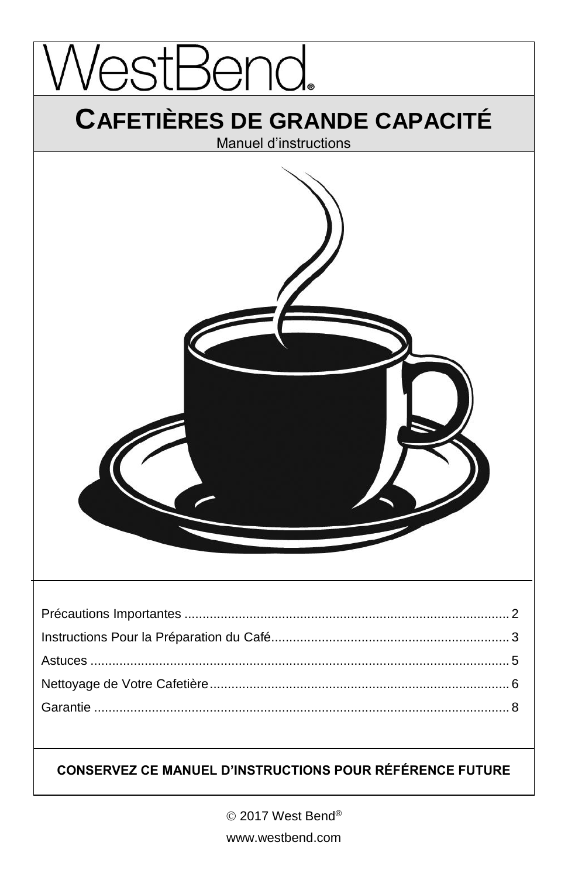WestBend®

# CAFETIÈRES DE GRANDE CAPACITÉ

Manuel d'instructions

Précautions Importantes ........................................................................................ 2

Instructions Pour la Préparation du Café................................................................ 3

Astuces .................................................................................................................. 5

Nettoyage de Votre Cafetière.................................................................................. 6

Garantie ................................................................................................................. 8

**CONSERVEZ CE MANUEL D'INSTRUCTIONS POUR RÉFÉRENCE FUTURE**

© 2017 West Bend®

www.westbend.com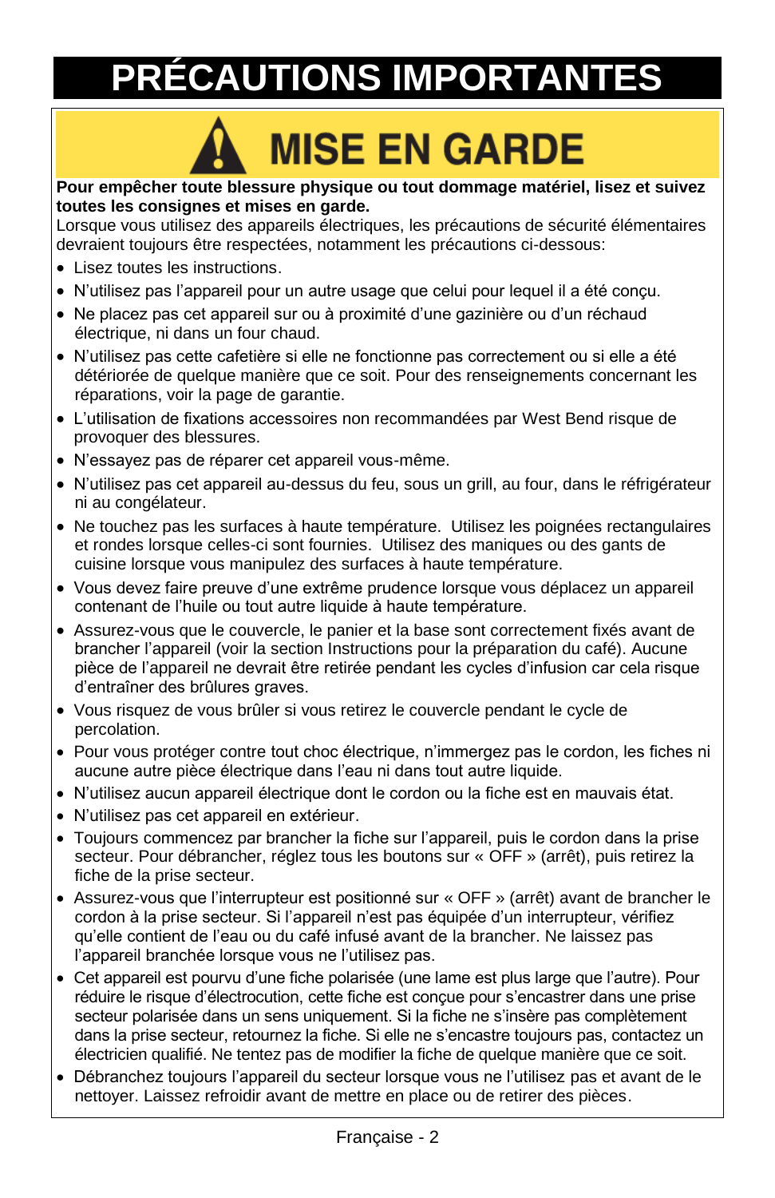# PRÉCAUTIONS IMPORTANTES

## ⚠ MISE EN GARDE

**Pour empêcher toute blessure physique ou tout dommage matériel, lisez et suivez toutes les consignes et mises en garde.**

Lorsque vous utilisez des appareils électriques, les précautions de sécurité élémentaires devraient toujours être respectées, notamment les précautions ci-dessous:

- Lisez toutes les instructions.
- N'utilisez pas l'appareil pour un autre usage que celui pour lequel il a été conçu.
- Ne placez pas cet appareil sur ou à proximité d'une gazinière ou d'un réchaud électrique, ni dans un four chaud.
- N'utilisez pas cette cafetière si elle ne fonctionne pas correctement ou si elle a été détériorée de quelque manière que ce soit. Pour des renseignements concernant les réparations, voir la page de garantie.
- L'utilisation de fixations accessoires non recommandées par West Bend risque de provoquer des blessures.
- N'essayez pas de réparer cet appareil vous-même.
- N'utilisez pas cet appareil au-dessus du feu, sous un grill, au four, dans le réfrigérateur ni au congélateur.
- Ne touchez pas les surfaces à haute température. Utilisez les poignées rectangulaires et rondes lorsque celles-ci sont fournies. Utilisez des maniques ou des gants de cuisine lorsque vous manipulez des surfaces à haute température.
- Vous devez faire preuve d'une extrême prudence lorsque vous déplacez un appareil contenant de l'huile ou tout autre liquide à haute température.
- Assurez-vous que le couvercle, le panier et la base sont correctement fixés avant de brancher l'appareil (voir la section Instructions pour la préparation du café). Aucune pièce de l'appareil ne devrait être retirée pendant les cycles d'infusion car cela risque d'entraîner des brûlures graves.
- Vous risquez de vous brûler si vous retirez le couvercle pendant le cycle de percolation.
- Pour vous protéger contre tout choc électrique, n'immergez pas le cordon, les fiches ni aucune autre pièce électrique dans l'eau ni dans tout autre liquide.
- N'utilisez aucun appareil électrique dont le cordon ou la fiche est en mauvais état.
- N'utilisez pas cet appareil en extérieur.
- Toujours commencez par brancher la fiche sur l'appareil, puis le cordon dans la prise secteur. Pour débrancher, réglez tous les boutons sur « OFF » (arrêt), puis retirez la fiche de la prise secteur.
- Assurez-vous que l'interrupteur est positionné sur « OFF » (arrêt) avant de brancher le cordon à la prise secteur. Si l'appareil n'est pas équipée d'un interrupteur, vérifiez qu'elle contient de l'eau ou du café infusé avant de la brancher. Ne laissez pas l'appareil branchée lorsque vous ne l'utilisez pas.
- Cet appareil est pourvu d'une fiche polarisée (une lame est plus large que l'autre). Pour réduire le risque d'électrocution, cette fiche est conçue pour s'encastrer dans une prise secteur polarisée dans un sens uniquement. Si la fiche ne s'insère pas complètement dans la prise secteur, retournez la fiche. Si elle ne s'encastre toujours pas, contactez un électricien qualifié. Ne tentez pas de modifier la fiche de quelque manière que ce soit.
- Débranchez toujours l'appareil du secteur lorsque vous ne l'utilisez pas et avant de le nettoyer. Laissez refroidir avant de mettre en place ou de retirer des pièces.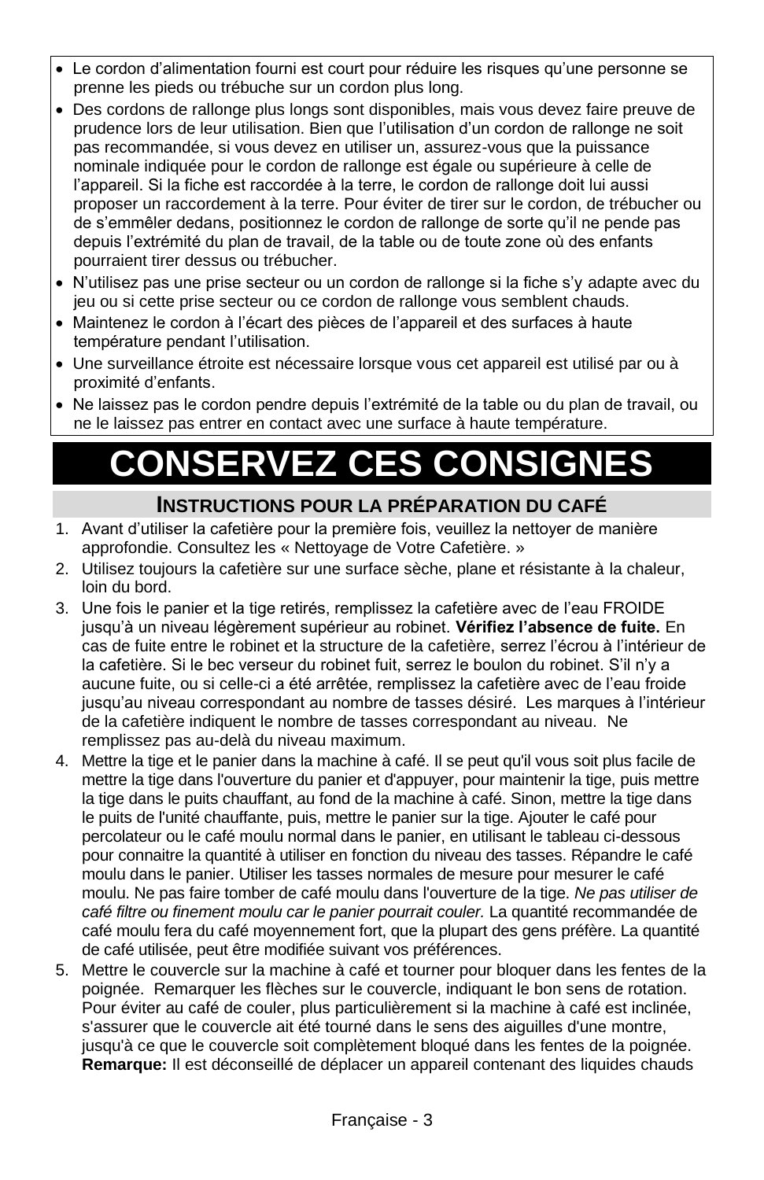- Le cordon d'alimentation fourni est court pour réduire les risques qu'une personne se prenne les pieds ou trébuche sur un cordon plus long.
- Des cordons de rallonge plus longs sont disponibles, mais vous devez faire preuve de prudence lors de leur utilisation. Bien que l'utilisation d'un cordon de rallonge ne soit pas recommandée, si vous devez en utiliser un, assurez-vous que la puissance nominale indiquée pour le cordon de rallonge est égale ou supérieure à celle de l'appareil. Si la fiche est raccordée à la terre, le cordon de rallonge doit lui aussi proposer un raccordement à la terre. Pour éviter de tirer sur le cordon, de trébucher ou de s'emmêler dedans, positionnez le cordon de rallonge de sorte qu'il ne pende pas depuis l'extrémité du plan de travail, de la table ou de toute zone où des enfants pourraient tirer dessus ou trébucher.
- N'utilisez pas une prise secteur ou un cordon de rallonge si la fiche s'y adapte avec du jeu ou si cette prise secteur ou ce cordon de rallonge vous semblent chauds.
- Maintenez le cordon à l'écart des pièces de l'appareil et des surfaces à haute température pendant l'utilisation.
- Une surveillance étroite est nécessaire lorsque vous cet appareil est utilisé par ou à proximité d'enfants.
- Ne laissez pas le cordon pendre depuis l'extrémité de la table ou du plan de travail, ou ne le laissez pas entrer en contact avec une surface à haute température.

# CONSERVEZ CES CONSIGNES

## INSTRUCTIONS POUR LA PRÉPARATION DU CAFÉ

1. Avant d'utiliser la cafetière pour la première fois, veuillez la nettoyer de manière approfondie. Consultez les « Nettoyage de Votre Cafetière. »
2. Utilisez toujours la cafetière sur une surface sèche, plane et résistante à la chaleur, loin du bord.
3. Une fois le panier et la tige retirés, remplissez la cafetière avec de l'eau FROIDE jusqu'à un niveau légèrement supérieur au robinet. **Vérifiez l'absence de fuite.** En cas de fuite entre le robinet et la structure de la cafetière, serrez l'écrou à l'intérieur de la cafetière. Si le bec verseur du robinet fuit, serrez le boulon du robinet. S'il n'y a aucune fuite, ou si celle-ci a été arrêtée, remplissez la cafetière avec de l'eau froide jusqu'au niveau correspondant au nombre de tasses désiré. Les marques à l'intérieur de la cafetière indiquent le nombre de tasses correspondant au niveau. Ne remplissez pas au-delà du niveau maximum.
4. Mettre la tige et le panier dans la machine à café. Il se peut qu'il vous soit plus facile de mettre la tige dans l'ouverture du panier et d'appuyer, pour maintenir la tige, puis mettre la tige dans le puits chauffant, au fond de la machine à café. Sinon, mettre la tige dans le puits de l'unité chauffante, puis, mettre le panier sur la tige. Ajouter le café pour percolateur ou le café moulu normal dans le panier, en utilisant le tableau ci-dessous pour connaitre la quantité à utiliser en fonction du niveau des tasses. Répandre le café moulu dans le panier. Utiliser les tasses normales de mesure pour mesurer le café moulu. Ne pas faire tomber de café moulu dans l'ouverture de la tige. *Ne pas utiliser de café filtre ou finement moulu car le panier pourrait couler.* La quantité recommandée de café moulu fera du café moyennement fort, que la plupart des gens préfère. La quantité de café utilisée, peut être modifiée suivant vos préférences.
5. Mettre le couvercle sur la machine à café et tourner pour bloquer dans les fentes de la poignée. Remarquer les flèches sur le couvercle, indiquant le bon sens de rotation. Pour éviter au café de couler, plus particulièrement si la machine à café est inclinée, s'assurer que le couvercle ait été tourné dans le sens des aiguilles d'une montre, jusqu'à ce que le couvercle soit complètement bloqué dans les fentes de la poignée. **Remarque:** Il est déconseillé de déplacer un appareil contenant des liquides chauds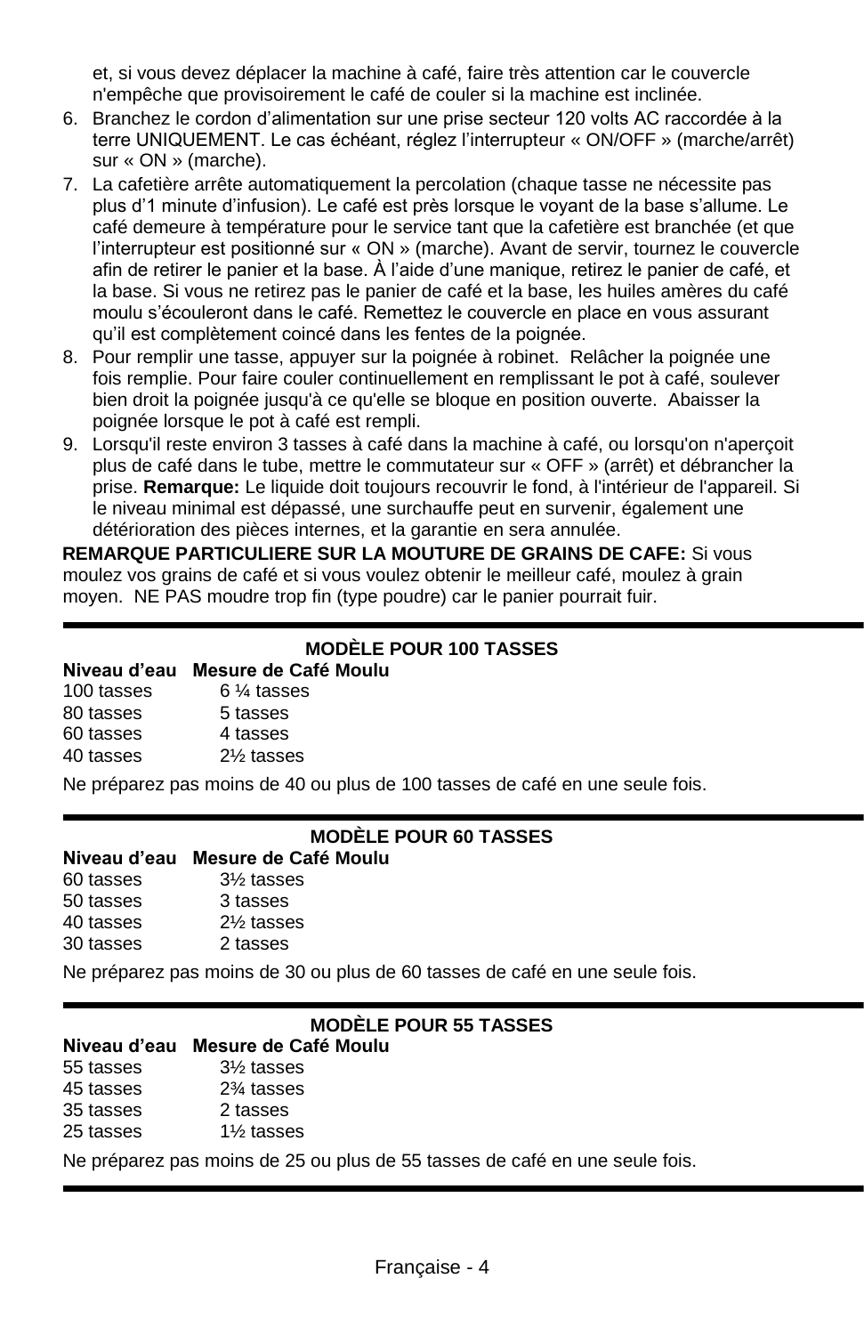et, si vous devez déplacer la machine à café, faire très attention car le couvercle n'empêche que provisoirement le café de couler si la machine est inclinée.

6. Branchez le cordon d'alimentation sur une prise secteur 120 volts AC raccordée à la terre UNIQUEMENT. Le cas échéant, réglez l'interrupteur « ON/OFF » (marche/arrêt) sur « ON » (marche).
7. La cafetière arrête automatiquement la percolation (chaque tasse ne nécessite pas plus d'1 minute d'infusion). Le café est près lorsque le voyant de la base s'allume. Le café demeure à température pour le service tant que la cafetière est branchée (et que l'interrupteur est positionné sur « ON » (marche). Avant de servir, tournez le couvercle afin de retirer le panier et la base. À l'aide d'une manique, retirez le panier de café, et la base. Si vous ne retirez pas le panier de café et la base, les huiles amères du café moulu s'écouleront dans le café. Remettez le couvercle en place en vous assurant qu'il est complètement coincé dans les fentes de la poignée.
8. Pour remplir une tasse, appuyer sur la poignée à robinet. Relâcher la poignée une fois remplie. Pour faire couler continuellement en remplissant le pot à café, soulever bien droit la poignée jusqu'à ce qu'elle se bloque en position ouverte. Abaisser la poignée lorsque le pot à café est rempli.
9. Lorsqu'il reste environ 3 tasses à café dans la machine à café, ou lorsqu'on n'aperçoit plus de café dans le tube, mettre le commutateur sur « OFF » (arrêt) et débrancher la prise. **Remarque:** Le liquide doit toujours recouvrir le fond, à l'intérieur de l'appareil. Si le niveau minimal est dépassé, une surchauffe peut en survenir, également une détérioration des pièces internes, et la garantie en sera annulée.

**REMARQUE PARTICULIERE SUR LA MOUTURE DE GRAINS DE CAFE:** Si vous moulez vos grains de café et si vous voulez obtenir le meilleur café, moulez à grain moyen. NE PAS moudre trop fin (type poudre) car le panier pourrait fuir.

---

### MODÈLE POUR 100 TASSES

| Niveau d'eau | Mesure de Café Moulu |
|---|---|
| 100 tasses | 6 ¼ tasses |
| 80 tasses | 5 tasses |
| 60 tasses | 4 tasses |
| 40 tasses | 2½ tasses |

Ne préparez pas moins de 40 ou plus de 100 tasses de café en une seule fois.

---

### MODÈLE POUR 60 TASSES

| Niveau d'eau | Mesure de Café Moulu |
|---|---|
| 60 tasses | 3½ tasses |
| 50 tasses | 3 tasses |
| 40 tasses | 2½ tasses |
| 30 tasses | 2 tasses |

Ne préparez pas moins de 30 ou plus de 60 tasses de café en une seule fois.

---

### MODÈLE POUR 55 TASSES

| Niveau d'eau | Mesure de Café Moulu |
|---|---|
| 55 tasses | 3½ tasses |
| 45 tasses | 2¾ tasses |
| 35 tasses | 2 tasses |
| 25 tasses | 1½ tasses |

Ne préparez pas moins de 25 ou plus de 55 tasses de café en une seule fois.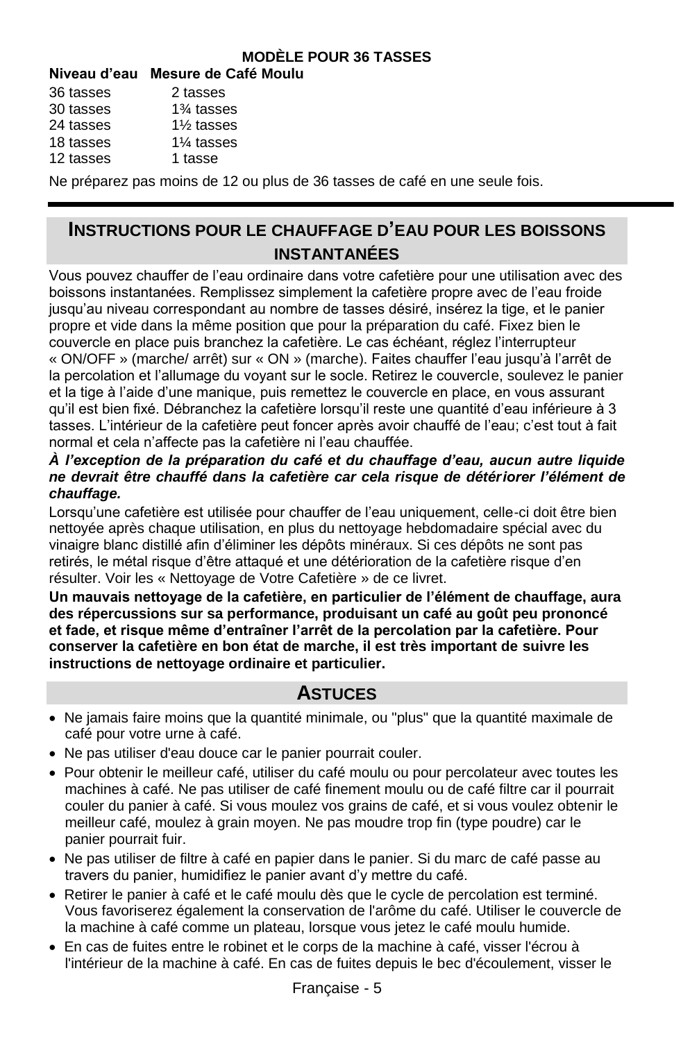**MODÈLE POUR 36 TASSES**

| Niveau d'eau | Mesure de Café Moulu |
|---|---|
| 36 tasses | 2 tasses |
| 30 tasses | 1¾ tasses |
| 24 tasses | 1½ tasses |
| 18 tasses | 1¼ tasses |
| 12 tasses | 1 tasse |

Ne préparez pas moins de 12 ou plus de 36 tasses de café en une seule fois.

## INSTRUCTIONS POUR LE CHAUFFAGE D'EAU POUR LES BOISSONS INSTANTANÉES

Vous pouvez chauffer de l'eau ordinaire dans votre cafetière pour une utilisation avec des boissons instantanées. Remplissez simplement la cafetière propre avec de l'eau froide jusqu'au niveau correspondant au nombre de tasses désiré, insérez la tige, et le panier propre et vide dans la même position que pour la préparation du café. Fixez bien le couvercle en place puis branchez la cafetière. Le cas échéant, réglez l'interrupteur « ON/OFF » (marche/ arrêt) sur « ON » (marche). Faites chauffer l'eau jusqu'à l'arrêt de la percolation et l'allumage du voyant sur le socle. Retirez le couvercle, soulevez le panier et la tige à l'aide d'une manique, puis remettez le couvercle en place, en vous assurant qu'il est bien fixé. Débranchez la cafetière lorsqu'il reste une quantité d'eau inférieure à 3 tasses. L'intérieur de la cafetière peut foncer après avoir chauffé de l'eau; c'est tout à fait normal et cela n'affecte pas la cafetière ni l'eau chauffée.

***À l'exception de la préparation du café et du chauffage d'eau, aucun autre liquide ne devrait être chauffé dans la cafetière car cela risque de détériorer l'élément de chauffage.***

Lorsqu'une cafetière est utilisée pour chauffer de l'eau uniquement, celle-ci doit être bien nettoyée après chaque utilisation, en plus du nettoyage hebdomadaire spécial avec du vinaigre blanc distillé afin d'éliminer les dépôts minéraux. Si ces dépôts ne sont pas retirés, le métal risque d'être attaqué et une détérioration de la cafetière risque d'en résulter. Voir les « Nettoyage de Votre Cafetière » de ce livret.

**Un mauvais nettoyage de la cafetière, en particulier de l'élément de chauffage, aura des répercussions sur sa performance, produisant un café au goût peu prononcé et fade, et risque même d'entraîner l'arrêt de la percolation par la cafetière. Pour conserver la cafetière en bon état de marche, il est très important de suivre les instructions de nettoyage ordinaire et particulier.**

## ASTUCES

- Ne jamais faire moins que la quantité minimale, ou "plus" que la quantité maximale de café pour votre urne à café.
- Ne pas utiliser d'eau douce car le panier pourrait couler.
- Pour obtenir le meilleur café, utiliser du café moulu ou pour percolateur avec toutes les machines à café. Ne pas utiliser de café finement moulu ou de café filtre car il pourrait couler du panier à café. Si vous moulez vos grains de café, et si vous voulez obtenir le meilleur café, moulez à grain moyen. Ne pas moudre trop fin (type poudre) car le panier pourrait fuir.
- Ne pas utiliser de filtre à café en papier dans le panier. Si du marc de café passe au travers du panier, humidifiez le panier avant d'y mettre du café.
- Retirer le panier à café et le café moulu dès que le cycle de percolation est terminé. Vous favoriserez également la conservation de l'arôme du café. Utiliser le couvercle de la machine à café comme un plateau, lorsque vous jetez le café moulu humide.
- En cas de fuites entre le robinet et le corps de la machine à café, visser l'écrou à l'intérieur de la machine à café. En cas de fuites depuis le bec d'écoulement, visser le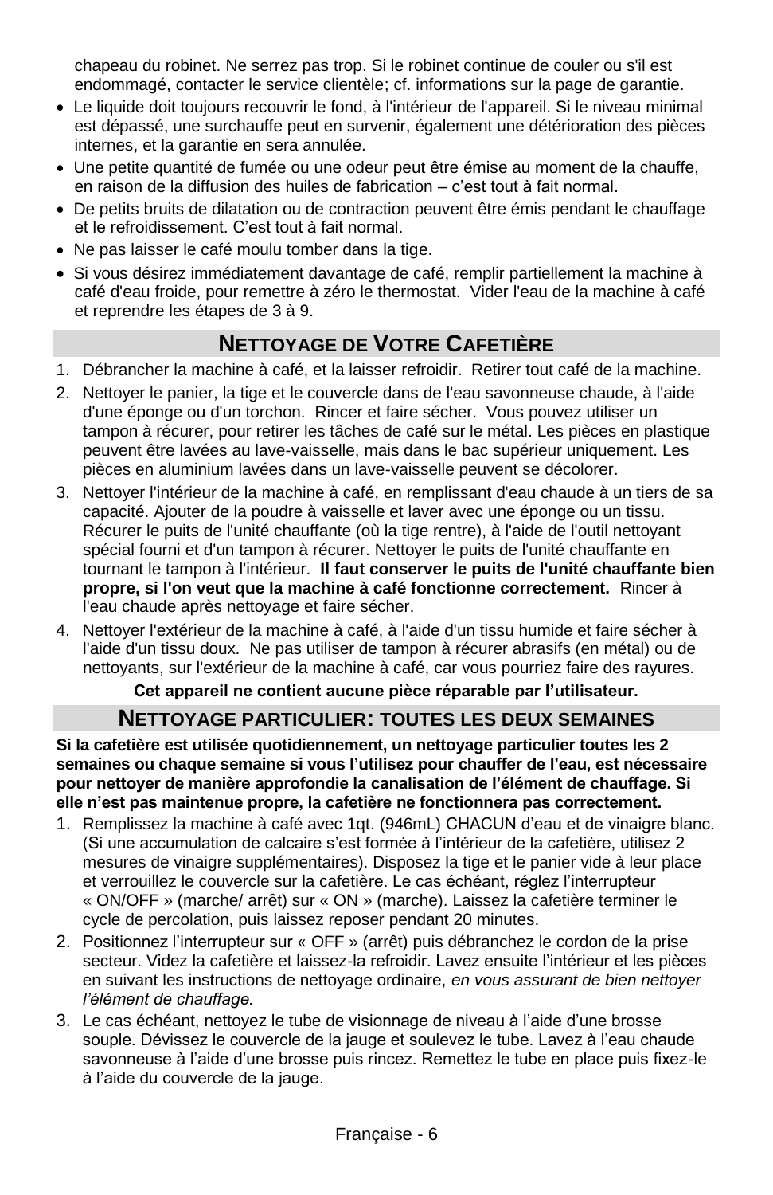chapeau du robinet. Ne serrez pas trop. Si le robinet continue de couler ou s'il est endommagé, contacter le service clientèle; cf. informations sur la page de garantie.

- Le liquide doit toujours recouvrir le fond, à l'intérieur de l'appareil. Si le niveau minimal est dépassé, une surchauffe peut en survenir, également une détérioration des pièces internes, et la garantie en sera annulée.
- Une petite quantité de fumée ou une odeur peut être émise au moment de la chauffe, en raison de la diffusion des huiles de fabrication – c'est tout à fait normal.
- De petits bruits de dilatation ou de contraction peuvent être émis pendant le chauffage et le refroidissement. C'est tout à fait normal.
- Ne pas laisser le café moulu tomber dans la tige.
- Si vous désirez immédiatement davantage de café, remplir partiellement la machine à café d'eau froide, pour remettre à zéro le thermostat. Vider l'eau de la machine à café et reprendre les étapes de 3 à 9.

## Nettoyage de Votre Cafetière

1. Débrancher la machine à café, et la laisser refroidir. Retirer tout café de la machine.
2. Nettoyer le panier, la tige et le couvercle dans de l'eau savonneuse chaude, à l'aide d'une éponge ou d'un torchon. Rincer et faire sécher. Vous pouvez utiliser un tampon à récurer, pour retirer les tâches de café sur le métal. Les pièces en plastique peuvent être lavées au lave-vaisselle, mais dans le bac supérieur uniquement. Les pièces en aluminium lavées dans un lave-vaisselle peuvent se décolorer.
3. Nettoyer l'intérieur de la machine à café, en remplissant d'eau chaude à un tiers de sa capacité. Ajouter de la poudre à vaisselle et laver avec une éponge ou un tissu. Récurer le puits de l'unité chauffante (où la tige rentre), à l'aide de l'outil nettoyant spécial fourni et d'un tampon à récurer. Nettoyer le puits de l'unité chauffante en tournant le tampon à l'intérieur. **Il faut conserver le puits de l'unité chauffante bien propre, si l'on veut que la machine à café fonctionne correctement.** Rincer à l'eau chaude après nettoyage et faire sécher.
4. Nettoyer l'extérieur de la machine à café, à l'aide d'un tissu humide et faire sécher à l'aide d'un tissu doux. Ne pas utiliser de tampon à récurer abrasifs (en métal) ou de nettoyants, sur l'extérieur de la machine à café, car vous pourriez faire des rayures.

**Cet appareil ne contient aucune pièce réparable par l'utilisateur.**

## Nettoyage particulier: toutes les deux semaines

**Si la cafetière est utilisée quotidiennement, un nettoyage particulier toutes les 2 semaines ou chaque semaine si vous l'utilisez pour chauffer de l'eau, est nécessaire pour nettoyer de manière approfondie la canalisation de l'élément de chauffage. Si elle n'est pas maintenue propre, la cafetière ne fonctionnera pas correctement.**

1. Remplissez la machine à café avec 1qt. (946mL) CHACUN d'eau et de vinaigre blanc. (Si une accumulation de calcaire s'est formée à l'intérieur de la cafetière, utilisez 2 mesures de vinaigre supplémentaires). Disposez la tige et le panier vide à leur place et verrouillez le couvercle sur la cafetière. Le cas échéant, réglez l'interrupteur « ON/OFF » (marche/ arrêt) sur « ON » (marche). Laissez la cafetière terminer le cycle de percolation, puis laissez reposer pendant 20 minutes.
2. Positionnez l'interrupteur sur « OFF » (arrêt) puis débranchez le cordon de la prise secteur. Videz la cafetière et laissez-la refroidir. Lavez ensuite l'intérieur et les pièces en suivant les instructions de nettoyage ordinaire, *en vous assurant de bien nettoyer l'élément de chauffage.*
3. Le cas échéant, nettoyez le tube de visionnage de niveau à l'aide d'une brosse souple. Dévissez le couvercle de la jauge et soulevez le tube. Lavez à l'eau chaude savonneuse à l'aide d'une brosse puis rincez. Remettez le tube en place puis fixez-le à l'aide du couvercle de la jauge.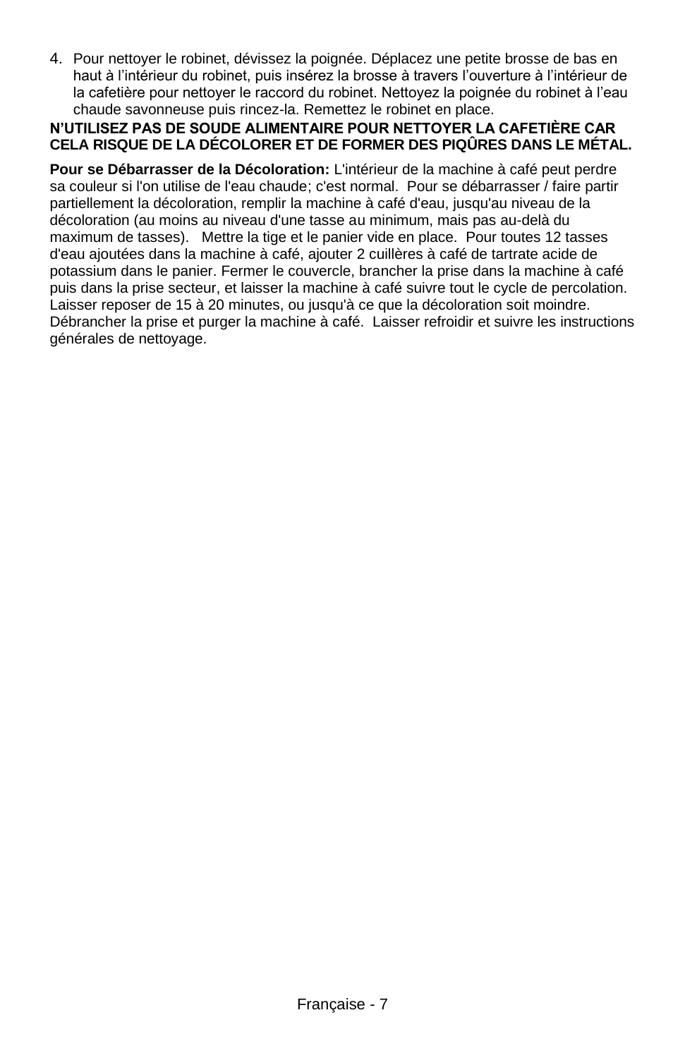4. Pour nettoyer le robinet, dévissez la poignée. Déplacez une petite brosse de bas en haut à l’intérieur du robinet, puis insérez la brosse à travers l’ouverture à l’intérieur de la cafetière pour nettoyer le raccord du robinet. Nettoyez la poignée du robinet à l’eau chaude savonneuse puis rincez-la. Remettez le robinet en place.

**N’UTILISEZ PAS DE SOUDE ALIMENTAIRE POUR NETTOYER LA CAFETIÈRE CAR CELA RISQUE DE LA DÉCOLORER ET DE FORMER DES PIQÛRES DANS LE MÉTAL.**

**Pour se Débarrasser de la Décoloration:** L'intérieur de la machine à café peut perdre sa couleur si l'on utilise de l'eau chaude; c'est normal. Pour se débarrasser / faire partir partiellement la décoloration, remplir la machine à café d'eau, jusqu'au niveau de la décoloration (au moins au niveau d'une tasse au minimum, mais pas au-delà du maximum de tasses). Mettre la tige et le panier vide en place. Pour toutes 12 tasses d'eau ajoutées dans la machine à café, ajouter 2 cuillères à café de tartrate acide de potassium dans le panier. Fermer le couvercle, brancher la prise dans la machine à café puis dans la prise secteur, et laisser la machine à café suivre tout le cycle de percolation. Laisser reposer de 15 à 20 minutes, ou jusqu'à ce que la décoloration soit moindre. Débrancher la prise et purger la machine à café. Laisser refroidir et suivre les instructions générales de nettoyage.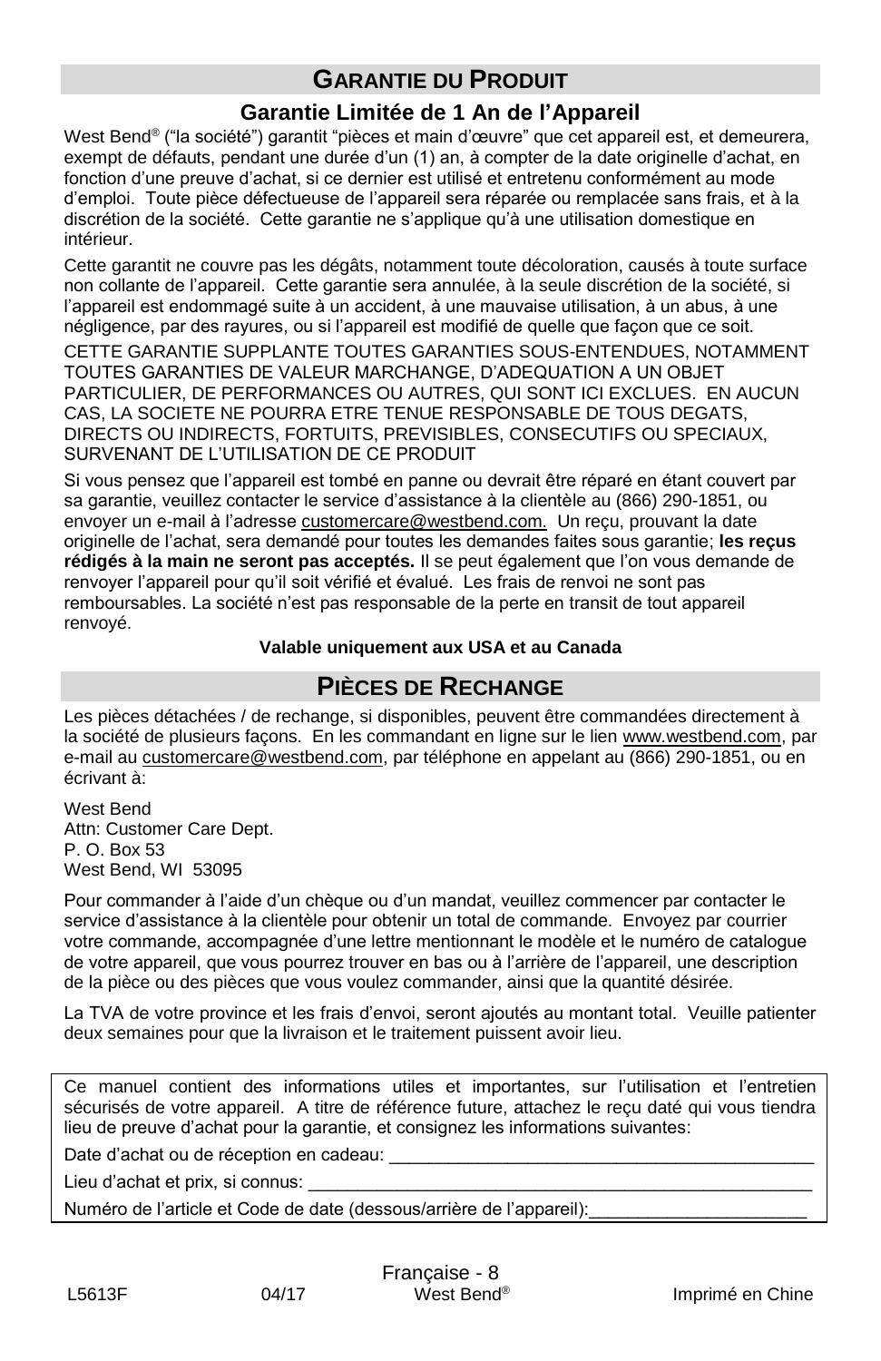## GARANTIE DU PRODUIT

### Garantie Limitée de 1 An de l'Appareil

West Bend® ("la société") garantit "pièces et main d'œuvre" que cet appareil est, et demeurera, exempt de défauts, pendant une durée d'un (1) an, à compter de la date originelle d'achat, en fonction d'une preuve d'achat, si ce dernier est utilisé et entretenu conformément au mode d'emploi. Toute pièce défectueuse de l'appareil sera réparée ou remplacée sans frais, et à la discrétion de la société. Cette garantie ne s'applique qu'à une utilisation domestique en intérieur.

Cette garantit ne couvre pas les dégâts, notamment toute décoloration, causés à toute surface non collante de l'appareil. Cette garantie sera annulée, à la seule discrétion de la société, si l'appareil est endommagé suite à un accident, à une mauvaise utilisation, à un abus, à une négligence, par des rayures, ou si l'appareil est modifié de quelle que façon que ce soit.

CETTE GARANTIE SUPPLANTE TOUTES GARANTIES SOUS-ENTENDUES, NOTAMMENT TOUTES GARANTIES DE VALEUR MARCHANGE, D'ADEQUATION A UN OBJET PARTICULIER, DE PERFORMANCES OU AUTRES, QUI SONT ICI EXCLUES. EN AUCUN CAS, LA SOCIETE NE POURRA ETRE TENUE RESPONSABLE DE TOUS DEGATS, DIRECTS OU INDIRECTS, FORTUITS, PREVISIBLES, CONSECUTIFS OU SPECIAUX, SURVENANT DE L'UTILISATION DE CE PRODUIT

Si vous pensez que l'appareil est tombé en panne ou devrait être réparé en étant couvert par sa garantie, veuillez contacter le service d'assistance à la clientèle au (866) 290-1851, ou envoyer un e-mail à l'adresse customercare@westbend.com. Un reçu, prouvant la date originelle de l'achat, sera demandé pour toutes les demandes faites sous garantie; **les reçus rédigés à la main ne seront pas acceptés.** Il se peut également que l'on vous demande de renvoyer l'appareil pour qu'il soit vérifié et évalué. Les frais de renvoi ne sont pas remboursables. La société n'est pas responsable de la perte en transit de tout appareil renvoyé.

**Valable uniquement aux USA et au Canada**

## PIÈCES DE RECHANGE

Les pièces détachées / de rechange, si disponibles, peuvent être commandées directement à la société de plusieurs façons. En les commandant en ligne sur le lien www.westbend.com, par e-mail au customercare@westbend.com, par téléphone en appelant au (866) 290-1851, ou en écrivant à:

West Bend
Attn: Customer Care Dept.
P. O. Box 53
West Bend, WI 53095

Pour commander à l'aide d'un chèque ou d'un mandat, veuillez commencer par contacter le service d'assistance à la clientèle pour obtenir un total de commande. Envoyez par courrier votre commande, accompagnée d'une lettre mentionnant le modèle et le numéro de catalogue de votre appareil, que vous pourrez trouver en bas ou à l'arrière de l'appareil, une description de la pièce ou des pièces que vous voulez commander, ainsi que la quantité désirée.

La TVA de votre province et les frais d'envoi, seront ajoutés au montant total. Veuille patienter deux semaines pour que la livraison et le traitement puissent avoir lieu.

Ce manuel contient des informations utiles et importantes, sur l'utilisation et l'entretien sécurisés de votre appareil. A titre de référence future, attachez le reçu daté qui vous tiendra lieu de preuve d'achat pour la garantie, et consignez les informations suivantes:

Date d'achat ou de réception en cadeau: ____________________________________________

Lieu d'achat et prix, si connus: ____________________________________________________

Numéro de l'article et Code de date (dessous/arrière de l'appareil):_____________________

L5613F 04/17 West Bend® Imprimé en Chine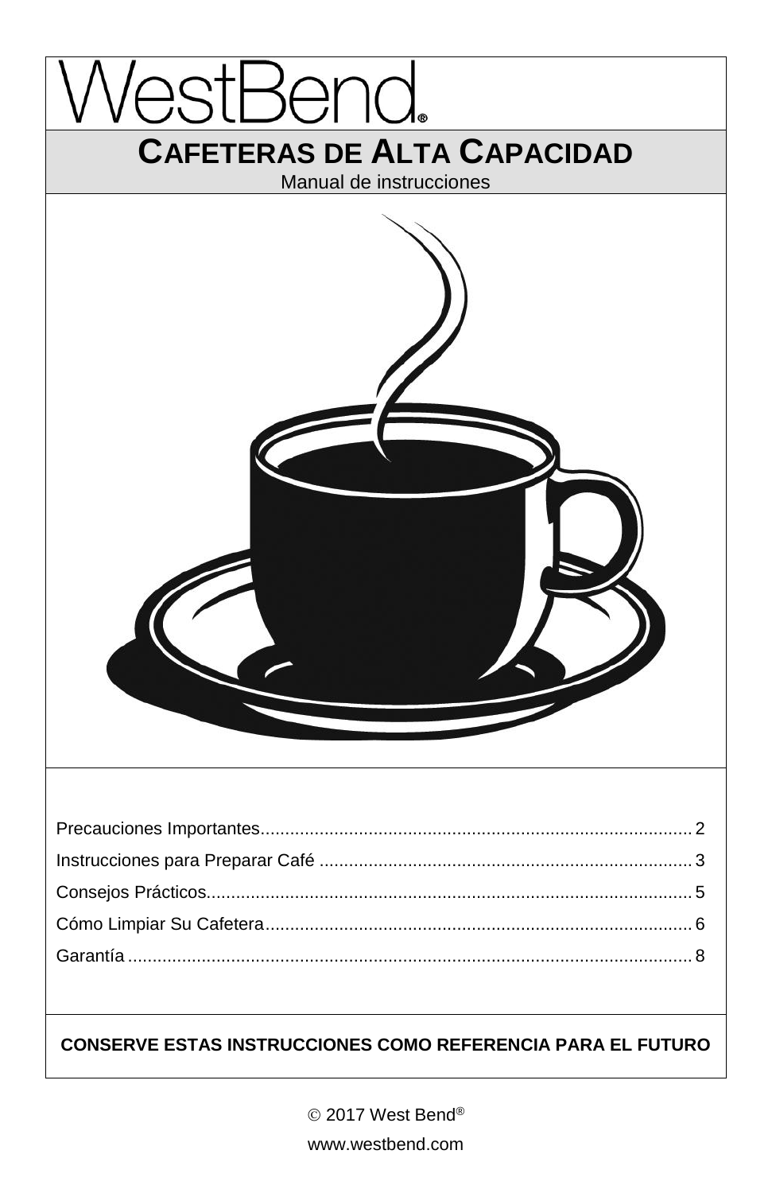# WestBend®

## CAFETERAS DE ALTA CAPACIDAD

Manual de instrucciones

Precauciones Importantes........................................................................................ 2
Instrucciones para Preparar Café ............................................................................ 3
Consejos Prácticos................................................................................................... 5
Cómo Limpiar Su Cafetera....................................................................................... 6
Garantía ................................................................................................................... 8

**CONSERVE ESTAS INSTRUCCIONES COMO REFERENCIA PARA EL FUTURO**

© 2017 West Bend®

www.westbend.com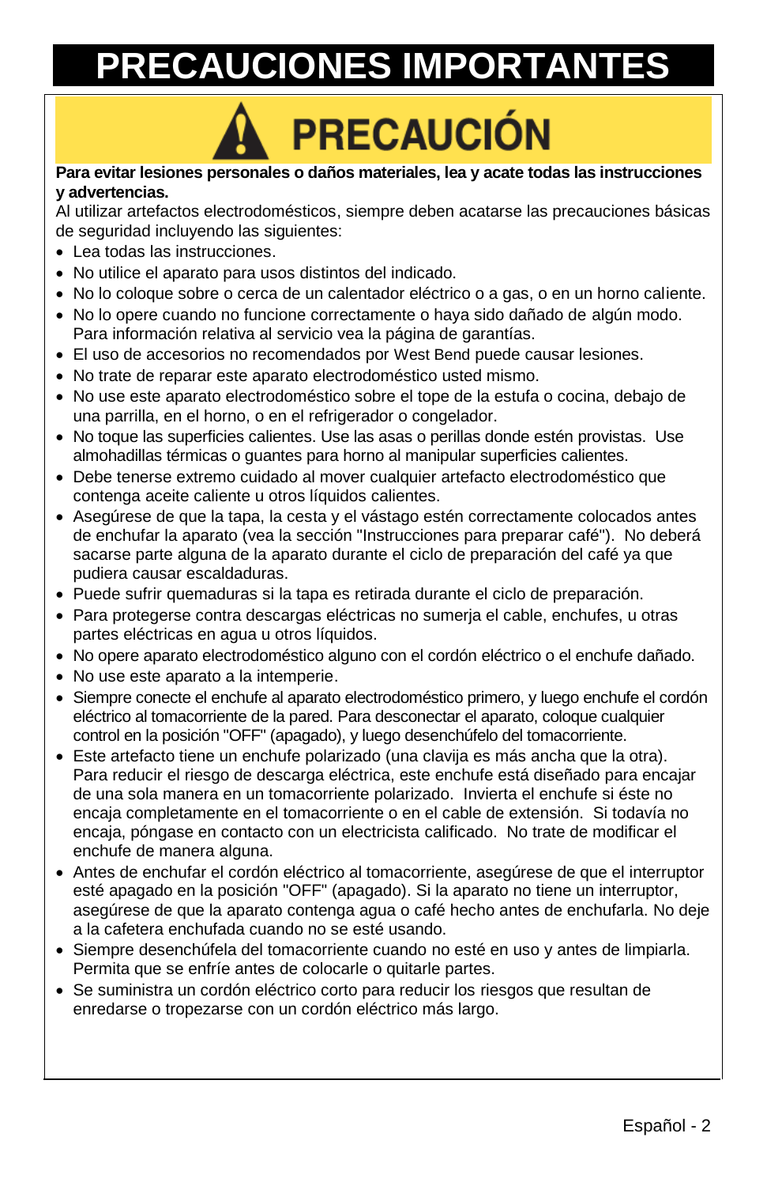# PRECAUCIONES IMPORTANTES

## ⚠ PRECAUCIÓN

**Para evitar lesiones personales o daños materiales, lea y acate todas las instrucciones y advertencias.**

Al utilizar artefactos electrodomésticos, siempre deben acatarse las precauciones básicas de seguridad incluyendo las siguientes:

- Lea todas las instrucciones.
- No utilice el aparato para usos distintos del indicado.
- No lo coloque sobre o cerca de un calentador eléctrico o a gas, o en un horno caliente.
- No lo opere cuando no funcione correctamente o haya sido dañado de algún modo. Para información relativa al servicio vea la página de garantías.
- El uso de accesorios no recomendados por West Bend puede causar lesiones.
- No trate de reparar este aparato electrodoméstico usted mismo.
- No use este aparato electrodoméstico sobre el tope de la estufa o cocina, debajo de una parrilla, en el horno, o en el refrigerador o congelador.
- No toque las superficies calientes. Use las asas o perillas donde estén provistas. Use almohadillas térmicas o guantes para horno al manipular superficies calientes.
- Debe tenerse extremo cuidado al mover cualquier artefacto electrodoméstico que contenga aceite caliente u otros líquidos calientes.
- Asegúrese de que la tapa, la cesta y el vástago estén correctamente colocados antes de enchufar la aparato (vea la sección "Instrucciones para preparar café"). No deberá sacarse parte alguna de la aparato durante el ciclo de preparación del café ya que pudiera causar escaldaduras.
- Puede sufrir quemaduras si la tapa es retirada durante el ciclo de preparación.
- Para protegerse contra descargas eléctricas no sumerja el cable, enchufes, u otras partes eléctricas en agua u otros líquidos.
- No opere aparato electrodoméstico alguno con el cordón eléctrico o el enchufe dañado.
- No use este aparato a la intemperie.
- Siempre conecte el enchufe al aparato electrodoméstico primero, y luego enchufe el cordón eléctrico al tomacorriente de la pared. Para desconectar el aparato, coloque cualquier control en la posición "OFF" (apagado), y luego desenchúfelo del tomacorriente.
- Este artefacto tiene un enchufe polarizado (una clavija es más ancha que la otra). Para reducir el riesgo de descarga eléctrica, este enchufe está diseñado para encajar de una sola manera en un tomacorriente polarizado. Invierta el enchufe si éste no encaja completamente en el tomacorriente o en el cable de extensión. Si todavía no encaja, póngase en contacto con un electricista calificado. No trate de modificar el enchufe de manera alguna.
- Antes de enchufar el cordón eléctrico al tomacorriente, asegúrese de que el interruptor esté apagado en la posición "OFF" (apagado). Si la aparato no tiene un interruptor, asegúrese de que la aparato contenga agua o café hecho antes de enchufarla. No deje a la cafetera enchufada cuando no se esté usando.
- Siempre desenchúfela del tomacorriente cuando no esté en uso y antes de limpiarla. Permita que se enfríe antes de colocarle o quitarle partes.
- Se suministra un cordón eléctrico corto para reducir los riesgos que resultan de enredarse o tropezarse con un cordón eléctrico más largo.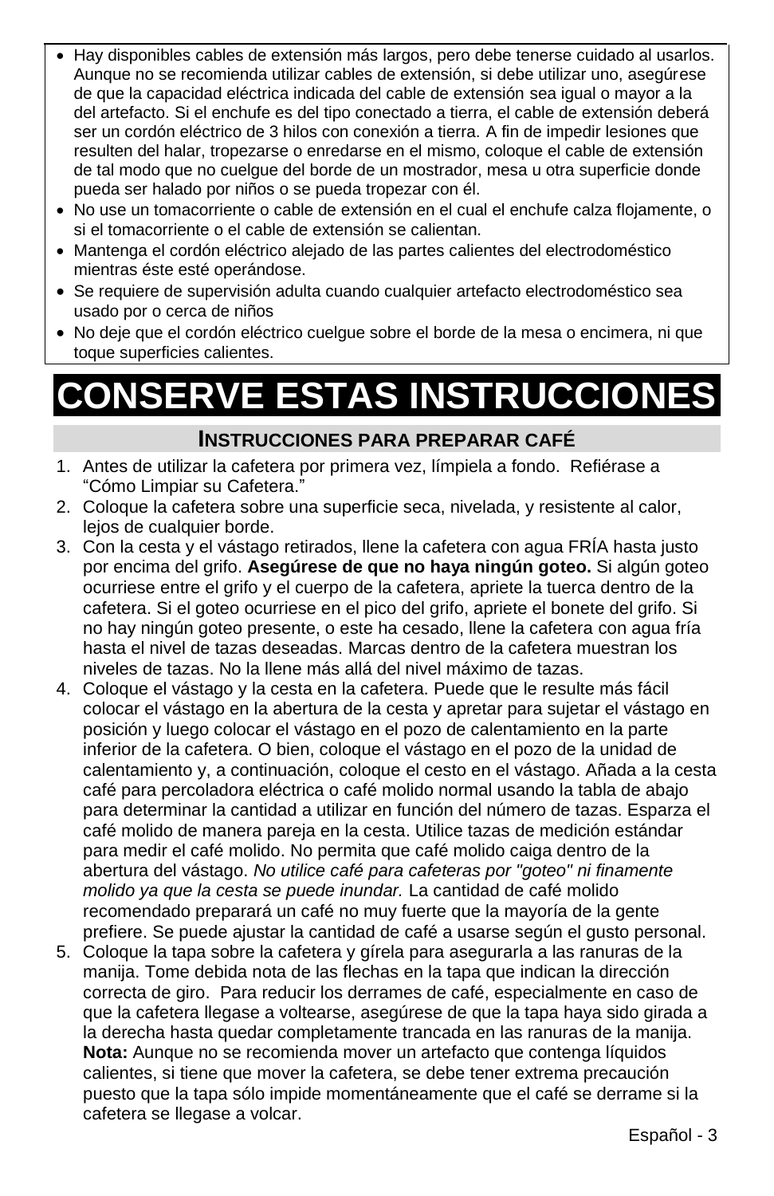- Hay disponibles cables de extensión más largos, pero debe tenerse cuidado al usarlos. Aunque no se recomienda utilizar cables de extensión, si debe utilizar uno, asegúrese de que la capacidad eléctrica indicada del cable de extensión sea igual o mayor a la del artefacto. Si el enchufe es del tipo conectado a tierra, el cable de extensión deberá ser un cordón eléctrico de 3 hilos con conexión a tierra. A fin de impedir lesiones que resulten del halar, tropezarse o enredarse en el mismo, coloque el cable de extensión de tal modo que no cuelgue del borde de un mostrador, mesa u otra superficie donde pueda ser halado por niños o se pueda tropezar con él.
- No use un tomacorriente o cable de extensión en el cual el enchufe calza flojamente, o si el tomacorriente o el cable de extensión se calientan.
- Mantenga el cordón eléctrico alejado de las partes calientes del electrodoméstico mientras éste esté operándose.
- Se requiere de supervisión adulta cuando cualquier artefacto electrodoméstico sea usado por o cerca de niños
- No deje que el cordón eléctrico cuelgue sobre el borde de la mesa o encimera, ni que toque superficies calientes.

# CONSERVE ESTAS INSTRUCCIONES

## INSTRUCCIONES PARA PREPARAR CAFÉ

1. Antes de utilizar la cafetera por primera vez, límpiela a fondo. Refiérase a "Cómo Limpiar su Cafetera."
2. Coloque la cafetera sobre una superficie seca, nivelada, y resistente al calor, lejos de cualquier borde.
3. Con la cesta y el vástago retirados, llene la cafetera con agua FRÍA hasta justo por encima del grifo. **Asegúrese de que no haya ningún goteo.** Si algún goteo ocurriese entre el grifo y el cuerpo de la cafetera, apriete la tuerca dentro de la cafetera. Si el goteo ocurriese en el pico del grifo, apriete el bonete del grifo. Si no hay ningún goteo presente, o este ha cesado, llene la cafetera con agua fría hasta el nivel de tazas deseadas. Marcas dentro de la cafetera muestran los niveles de tazas. No la llene más allá del nivel máximo de tazas.
4. Coloque el vástago y la cesta en la cafetera. Puede que le resulte más fácil colocar el vástago en la abertura de la cesta y apretar para sujetar el vástago en posición y luego colocar el vástago en el pozo de calentamiento en la parte inferior de la cafetera. O bien, coloque el vástago en el pozo de la unidad de calentamiento y, a continuación, coloque el cesto en el vástago. Añada a la cesta café para percoladora eléctrica o café molido normal usando la tabla de abajo para determinar la cantidad a utilizar en función del número de tazas. Esparza el café molido de manera pareja en la cesta. Utilice tazas de medición estándar para medir el café molido. No permita que café molido caiga dentro de la abertura del vástago. *No utilice café para cafeteras por "goteo" ni finamente molido ya que la cesta se puede inundar.* La cantidad de café molido recomendado preparará un café no muy fuerte que la mayoría de la gente prefiere. Se puede ajustar la cantidad de café a usarse según el gusto personal.
5. Coloque la tapa sobre la cafetera y gírela para asegurarla a las ranuras de la manija. Tome debida nota de las flechas en la tapa que indican la dirección correcta de giro. Para reducir los derrames de café, especialmente en caso de que la cafetera llegase a voltearse, asegúrese de que la tapa haya sido girada a la derecha hasta quedar completamente trancada en las ranuras de la manija. **Nota:** Aunque no se recomienda mover un artefacto que contenga líquidos calientes, si tiene que mover la cafetera, se debe tener extrema precaución puesto que la tapa sólo impide momentáneamente que el café se derrame si la cafetera se llegase a volcar.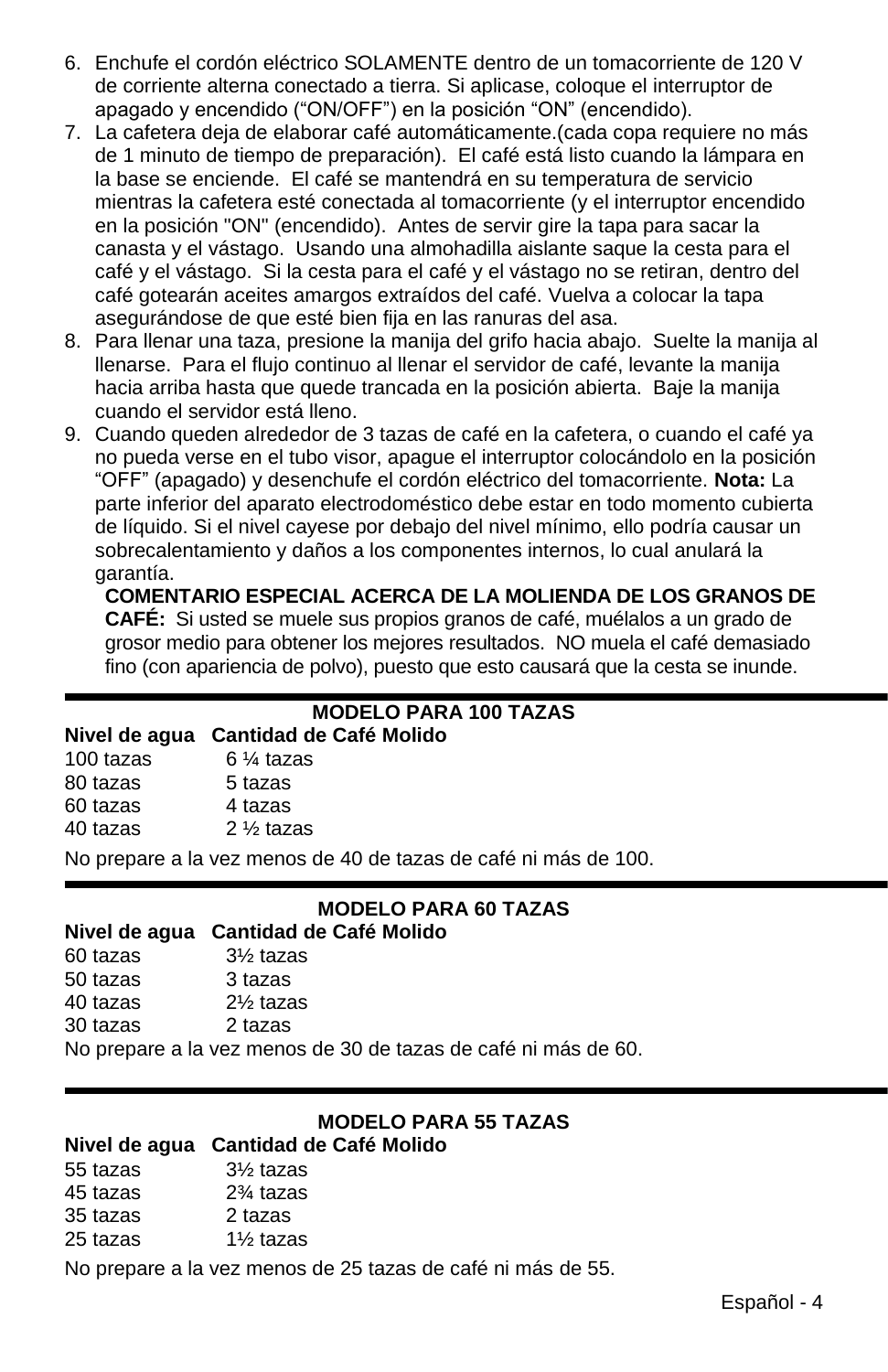6. Enchufe el cordón eléctrico SOLAMENTE dentro de un tomacorriente de 120 V de corriente alterna conectado a tierra. Si aplicase, coloque el interruptor de apagado y encendido (“ON/OFF”) en la posición “ON” (encendido).
7. La cafetera deja de elaborar café automáticamente.(cada copa requiere no más de 1 minuto de tiempo de preparación). El café está listo cuando la lámpara en la base se enciende. El café se mantendrá en su temperatura de servicio mientras la cafetera esté conectada al tomacorriente (y el interruptor encendido en la posición "ON" (encendido). Antes de servir gire la tapa para sacar la canasta y el vástago. Usando una almohadilla aislante saque la cesta para el café y el vástago. Si la cesta para el café y el vástago no se retiran, dentro del café gotearán aceites amargos extraídos del café. Vuelva a colocar la tapa asegurándose de que esté bien fija en las ranuras del asa.
8. Para llenar una taza, presione la manija del grifo hacia abajo. Suelte la manija al llenarse. Para el flujo continuo al llenar el servidor de café, levante la manija hacia arriba hasta que quede trancada en la posición abierta. Baje la manija cuando el servidor está lleno.
9. Cuando queden alrededor de 3 tazas de café en la cafetera, o cuando el café ya no pueda verse en el tubo visor, apague el interruptor colocándolo en la posición “OFF” (apagado) y desenchufe el cordón eléctrico del tomacorriente. **Nota:** La parte inferior del aparato electrodoméstico debe estar en todo momento cubierta de líquido. Si el nivel cayese por debajo del nivel mínimo, ello podría causar un sobrecalentamiento y daños a los componentes internos, lo cual anulará la garantía.

   **COMENTARIO ESPECIAL ACERCA DE LA MOLIENDA DE LOS GRANOS DE CAFÉ:** Si usted se muele sus propios granos de café, muélalos a un grado de grosor medio para obtener los mejores resultados. NO muela el café demasiado fino (con apariencia de polvo), puesto que esto causará que la cesta se inunde.

### MODELO PARA 100 TAZAS

| Nivel de agua | Cantidad de Café Molido |
|---|---|
| 100 tazas | 6 ¼ tazas |
| 80 tazas | 5 tazas |
| 60 tazas | 4 tazas |
| 40 tazas | 2 ½ tazas |

No prepare a la vez menos de 40 de tazas de café ni más de 100.

### MODELO PARA 60 TAZAS

| Nivel de agua | Cantidad de Café Molido |
|---|---|
| 60 tazas | 3½ tazas |
| 50 tazas | 3 tazas |
| 40 tazas | 2½ tazas |
| 30 tazas | 2 tazas |

No prepare a la vez menos de 30 de tazas de café ni más de 60.

### MODELO PARA 55 TAZAS

| Nivel de agua | Cantidad de Café Molido |
|---|---|
| 55 tazas | 3½ tazas |
| 45 tazas | 2¾ tazas |
| 35 tazas | 2 tazas |
| 25 tazas | 1½ tazas |

No prepare a la vez menos de 25 tazas de café ni más de 55.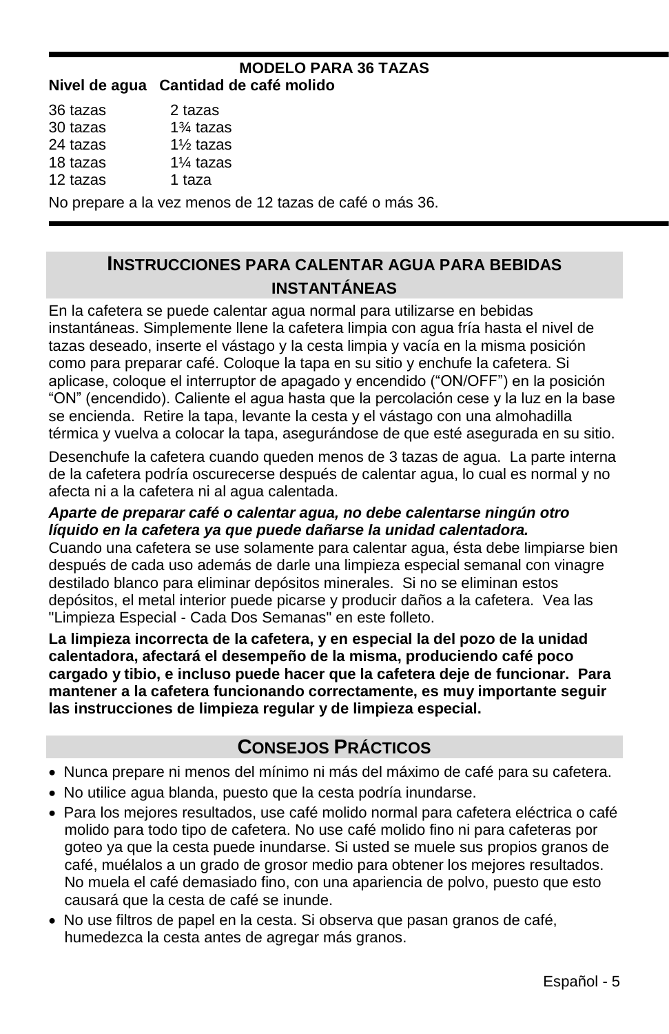**MODELO PARA 36 TAZAS**

| Nivel de agua | Cantidad de café molido |
|---|---|
| 36 tazas | 2 tazas |
| 30 tazas | 1¾ tazas |
| 24 tazas | 1½ tazas |
| 18 tazas | 1¼ tazas |
| 12 tazas | 1 taza |

No prepare a la vez menos de 12 tazas de café o más 36.

## INSTRUCCIONES PARA CALENTAR AGUA PARA BEBIDAS INSTANTÁNEAS

En la cafetera se puede calentar agua normal para utilizarse en bebidas instantáneas. Simplemente llene la cafetera limpia con agua fría hasta el nivel de tazas deseado, inserte el vástago y la cesta limpia y vacía en la misma posición como para preparar café. Coloque la tapa en su sitio y enchufe la cafetera. Si aplicase, coloque el interruptor de apagado y encendido (“ON/OFF”) en la posición “ON” (encendido). Caliente el agua hasta que la percolación cese y la luz en la base se encienda. Retire la tapa, levante la cesta y el vástago con una almohadilla térmica y vuelva a colocar la tapa, asegurándose de que esté asegurada en su sitio.

Desenchufe la cafetera cuando queden menos de 3 tazas de agua. La parte interna de la cafetera podría oscurecerse después de calentar agua, lo cual es normal y no afecta ni a la cafetera ni al agua calentada.

***Aparte de preparar café o calentar agua, no debe calentarse ningún otro líquido en la cafetera ya que puede dañarse la unidad calentadora.***
Cuando una cafetera se use solamente para calentar agua, ésta debe limpiarse bien después de cada uso además de darle una limpieza especial semanal con vinagre destilado blanco para eliminar depósitos minerales. Si no se eliminan estos depósitos, el metal interior puede picarse y producir daños a la cafetera. Vea las "Limpieza Especial - Cada Dos Semanas" en este folleto.

**La limpieza incorrecta de la cafetera, y en especial la del pozo de la unidad calentadora, afectará el desempeño de la misma, produciendo café poco cargado y tibio, e incluso puede hacer que la cafetera deje de funcionar. Para mantener a la cafetera funcionando correctamente, es muy importante seguir las instrucciones de limpieza regular y de limpieza especial.**

## CONSEJOS PRÁCTICOS

- Nunca prepare ni menos del mínimo ni más del máximo de café para su cafetera.
- No utilice agua blanda, puesto que la cesta podría inundarse.
- Para los mejores resultados, use café molido normal para cafetera eléctrica o café molido para todo tipo de cafetera. No use café molido fino ni para cafeteras por goteo ya que la cesta puede inundarse. Si usted se muele sus propios granos de café, muélalos a un grado de grosor medio para obtener los mejores resultados. No muela el café demasiado fino, con una apariencia de polvo, puesto que esto causará que la cesta de café se inunde.
- No use filtros de papel en la cesta. Si observa que pasan granos de café, humedezca la cesta antes de agregar más granos.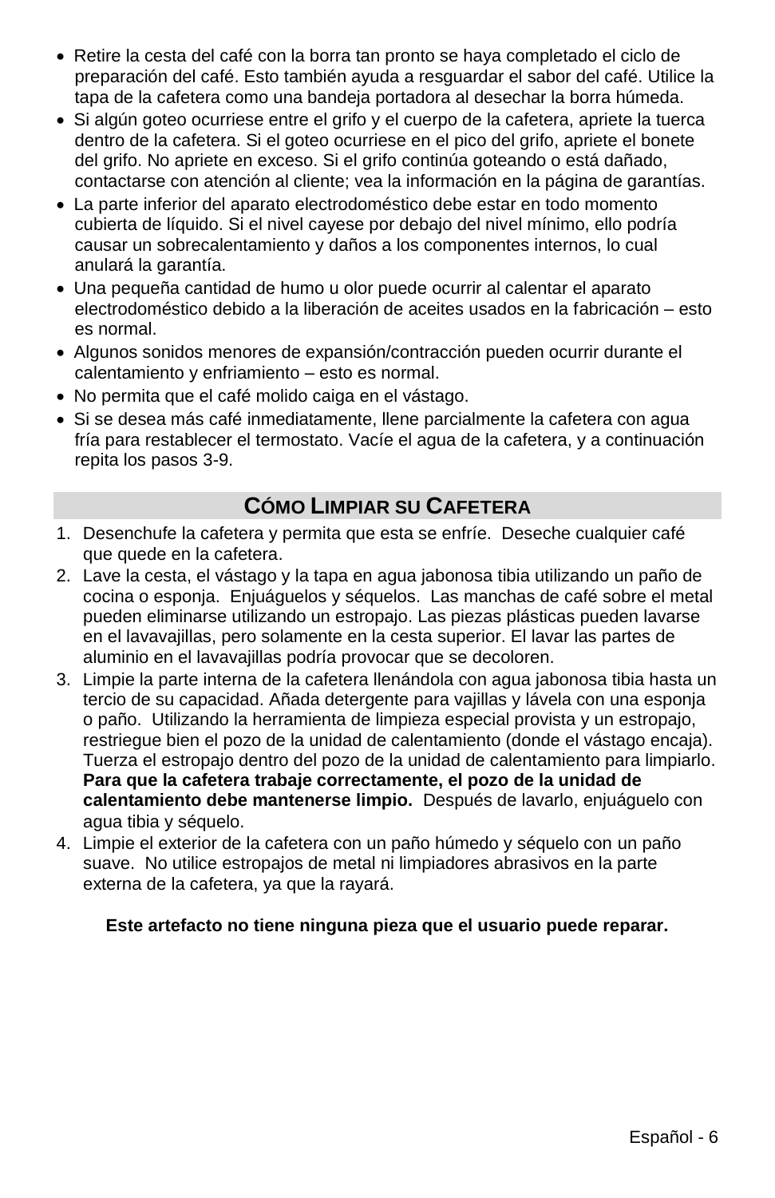- Retire la cesta del café con la borra tan pronto se haya completado el ciclo de preparación del café. Esto también ayuda a resguardar el sabor del café. Utilice la tapa de la cafetera como una bandeja portadora al desechar la borra húmeda.
- Si algún goteo ocurriese entre el grifo y el cuerpo de la cafetera, apriete la tuerca dentro de la cafetera. Si el goteo ocurriese en el pico del grifo, apriete el bonete del grifo. No apriete en exceso. Si el grifo continúa goteando o está dañado, contactarse con atención al cliente; vea la información en la página de garantías.
- La parte inferior del aparato electrodoméstico debe estar en todo momento cubierta de líquido. Si el nivel cayese por debajo del nivel mínimo, ello podría causar un sobrecalentamiento y daños a los componentes internos, lo cual anulará la garantía.
- Una pequeña cantidad de humo u olor puede ocurrir al calentar el aparato electrodoméstico debido a la liberación de aceites usados en la fabricación – esto es normal.
- Algunos sonidos menores de expansión/contracción pueden ocurrir durante el calentamiento y enfriamiento – esto es normal.
- No permita que el café molido caiga en el vástago.
- Si se desea más café inmediatamente, llene parcialmente la cafetera con agua fría para restablecer el termostato. Vacíe el agua de la cafetera, y a continuación repita los pasos 3-9.

## Cómo Limpiar su Cafetera

1. Desenchufe la cafetera y permita que esta se enfríe. Deseche cualquier café que quede en la cafetera.
2. Lave la cesta, el vástago y la tapa en agua jabonosa tibia utilizando un paño de cocina o esponja. Enjuáguelos y séquelos. Las manchas de café sobre el metal pueden eliminarse utilizando un estropajo. Las piezas plásticas pueden lavarse en el lavavajillas, pero solamente en la cesta superior. El lavar las partes de aluminio en el lavavajillas podría provocar que se decoloren.
3. Limpie la parte interna de la cafetera llenándola con agua jabonosa tibia hasta un tercio de su capacidad. Añada detergente para vajillas y lávela con una esponja o paño. Utilizando la herramienta de limpieza especial provista y un estropajo, restriegue bien el pozo de la unidad de calentamiento (donde el vástago encaja). Tuerza el estropajo dentro del pozo de la unidad de calentamiento para limpiarlo. **Para que la cafetera trabaje correctamente, el pozo de la unidad de calentamiento debe mantenerse limpio.** Después de lavarlo, enjuáguelo con agua tibia y séquelo.
4. Limpie el exterior de la cafetera con un paño húmedo y séquelo con un paño suave. No utilice estropajos de metal ni limpiadores abrasivos en la parte externa de la cafetera, ya que la rayará.

**Este artefacto no tiene ninguna pieza que el usuario puede reparar.**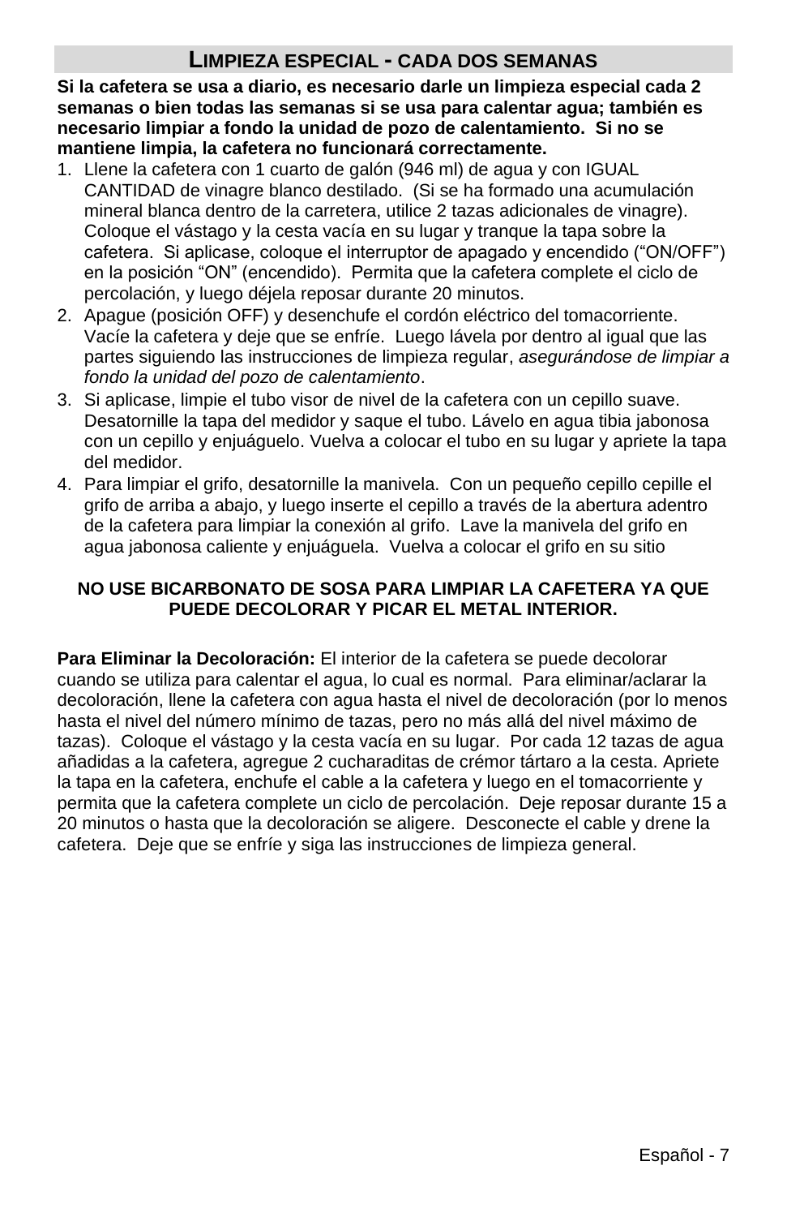## LIMPIEZA ESPECIAL - CADA DOS SEMANAS

**Si la cafetera se usa a diario, es necesario darle un limpieza especial cada 2 semanas o bien todas las semanas si se usa para calentar agua; también es necesario limpiar a fondo la unidad de pozo de calentamiento. Si no se mantiene limpia, la cafetera no funcionará correctamente.**

1. Llene la cafetera con 1 cuarto de galón (946 ml) de agua y con IGUAL CANTIDAD de vinagre blanco destilado. (Si se ha formado una acumulación mineral blanca dentro de la carretera, utilice 2 tazas adicionales de vinagre). Coloque el vástago y la cesta vacía en su lugar y tranque la tapa sobre la cafetera. Si aplicase, coloque el interruptor de apagado y encendido (“ON/OFF”) en la posición “ON” (encendido). Permita que la cafetera complete el ciclo de percolación, y luego déjela reposar durante 20 minutos.
2. Apague (posición OFF) y desenchufe el cordón eléctrico del tomacorriente. Vacíe la cafetera y deje que se enfríe. Luego lávela por dentro al igual que las partes siguiendo las instrucciones de limpieza regular, *asegurándose de limpiar a fondo la unidad del pozo de calentamiento*.
3. Si aplicase, limpie el tubo visor de nivel de la cafetera con un cepillo suave. Desatornille la tapa del medidor y saque el tubo. Lávelo en agua tibia jabonosa con un cepillo y enjuáguelo. Vuelva a colocar el tubo en su lugar y apriete la tapa del medidor.
4. Para limpiar el grifo, desatornille la manivela. Con un pequeño cepillo cepille el grifo de arriba a abajo, y luego inserte el cepillo a través de la abertura adentro de la cafetera para limpiar la conexión al grifo. Lave la manivela del grifo en agua jabonosa caliente y enjuáguela. Vuelva a colocar el grifo en su sitio

**NO USE BICARBONATO DE SOSA PARA LIMPIAR LA CAFETERA YA QUE PUEDE DECOLORAR Y PICAR EL METAL INTERIOR.**

**Para Eliminar la Decoloración:** El interior de la cafetera se puede decolorar cuando se utiliza para calentar el agua, lo cual es normal. Para eliminar/aclarar la decoloración, llene la cafetera con agua hasta el nivel de decoloración (por lo menos hasta el nivel del número mínimo de tazas, pero no más allá del nivel máximo de tazas). Coloque el vástago y la cesta vacía en su lugar. Por cada 12 tazas de agua añadidas a la cafetera, agregue 2 cucharaditas de crémor tártaro a la cesta. Apriete la tapa en la cafetera, enchufe el cable a la cafetera y luego en el tomacorriente y permita que la cafetera complete un ciclo de percolación. Deje reposar durante 15 a 20 minutos o hasta que la decoloración se aligere. Desconecte el cable y drene la cafetera. Deje que se enfríe y siga las instrucciones de limpieza general.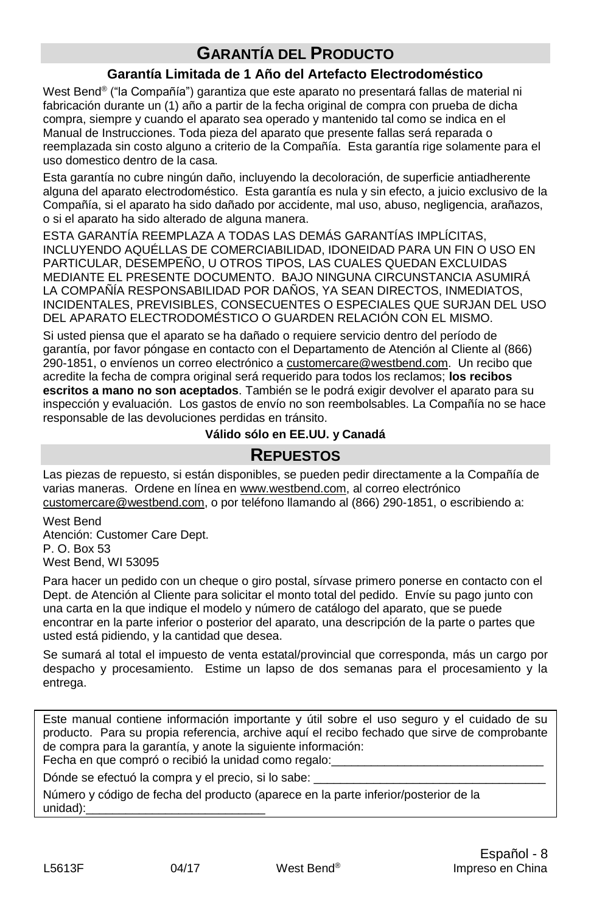## Garantía del Producto

### Garantía Limitada de 1 Año del Artefacto Electrodoméstico

West Bend® ("la Compañía") garantiza que este aparato no presentará fallas de material ni fabricación durante un (1) año a partir de la fecha original de compra con prueba de dicha compra, siempre y cuando el aparato sea operado y mantenido tal como se indica en el Manual de Instrucciones. Toda pieza del aparato que presente fallas será reparada o reemplazada sin costo alguno a criterio de la Compañía. Esta garantía rige solamente para el uso domestico dentro de la casa.

Esta garantía no cubre ningún daño, incluyendo la decoloración, de superficie antiadherente alguna del aparato electrodoméstico. Esta garantía es nula y sin efecto, a juicio exclusivo de la Compañía, si el aparato ha sido dañado por accidente, mal uso, abuso, negligencia, arañazos, o si el aparato ha sido alterado de alguna manera.

ESTA GARANTÍA REEMPLAZA A TODAS LAS DEMÁS GARANTÍAS IMPLÍCITAS, INCLUYENDO AQUÉLLAS DE COMERCIABILIDAD, IDONEIDAD PARA UN FIN O USO EN PARTICULAR, DESEMPEÑO, U OTROS TIPOS, LAS CUALES QUEDAN EXCLUIDAS MEDIANTE EL PRESENTE DOCUMENTO. BAJO NINGUNA CIRCUNSTANCIA ASUMIRÁ LA COMPAÑÍA RESPONSABILIDAD POR DAÑOS, YA SEAN DIRECTOS, INMEDIATOS, INCIDENTALES, PREVISIBLES, CONSECUENTES O ESPECIALES QUE SURJAN DEL USO DEL APARATO ELECTRODOMÉSTICO O GUARDEN RELACIÓN CON EL MISMO.

Si usted piensa que el aparato se ha dañado o requiere servicio dentro del período de garantía, por favor póngase en contacto con el Departamento de Atención al Cliente al (866) 290-1851, o envíenos un correo electrónico a customercare@westbend.com. Un recibo que acredite la fecha de compra original será requerido para todos los reclamos; **los recibos escritos a mano no son aceptados**. También se le podrá exigir devolver el aparato para su inspección y evaluación. Los gastos de envío no son reembolsables. La Compañía no se hace responsable de las devoluciones perdidas en tránsito.

**Válido sólo en EE.UU. y Canadá**

## Repuestos

Las piezas de repuesto, si están disponibles, se pueden pedir directamente a la Compañía de varias maneras. Ordene en línea en www.westbend.com, al correo electrónico customercare@westbend.com, o por teléfono llamando al (866) 290-1851, o escribiendo a:

West Bend
Atención: Customer Care Dept.
P. O. Box 53
West Bend, WI 53095

Para hacer un pedido con un cheque o giro postal, sírvase primero ponerse en contacto con el Dept. de Atención al Cliente para solicitar el monto total del pedido. Envíe su pago junto con una carta en la que indique el modelo y número de catálogo del aparato, que se puede encontrar en la parte inferior o posterior del aparato, una descripción de la parte o partes que usted está pidiendo, y la cantidad que desea.

Se sumará al total el impuesto de venta estatal/provincial que corresponda, más un cargo por despacho y procesamiento. Estime un lapso de dos semanas para el procesamiento y la entrega.

Este manual contiene información importante y útil sobre el uso seguro y el cuidado de su producto. Para su propia referencia, archive aquí el recibo fechado que sirve de comprobante de compra para la garantía, y anote la siguiente información:
Fecha en que compró o recibió la unidad como regalo:________________________________

Dónde se efectuó la compra y el precio, si lo sabe: ___________________________________

Número y código de fecha del producto (aparece en la parte inferior/posterior de la unidad):___________________________

L5613F 04/17 West Bend® Impreso en China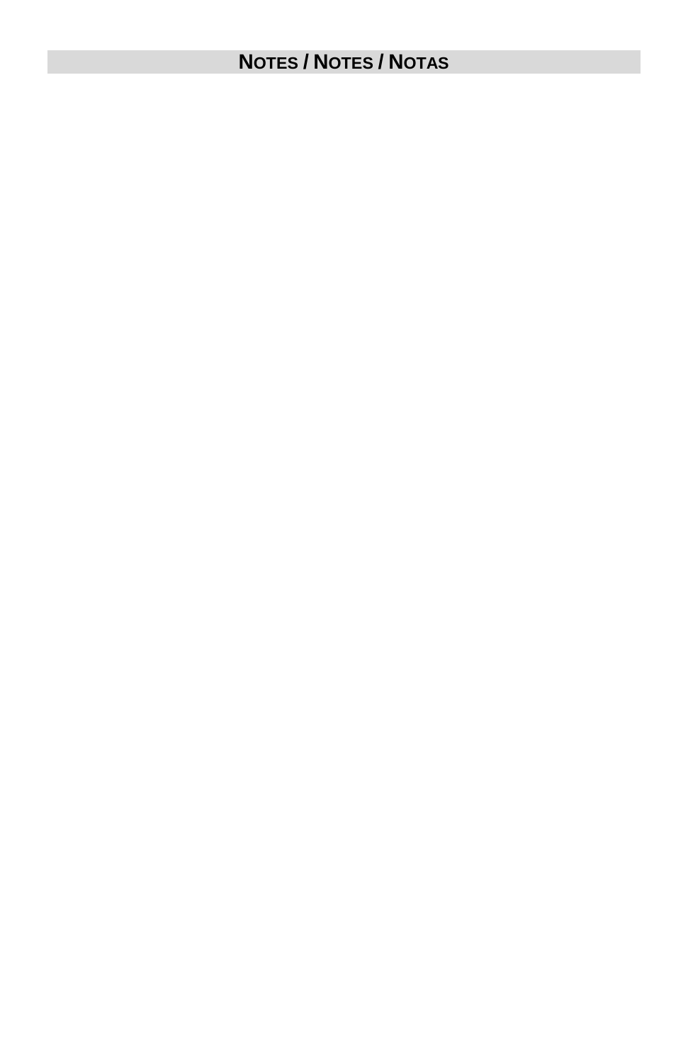# NOTES / NOTES / NOTAS